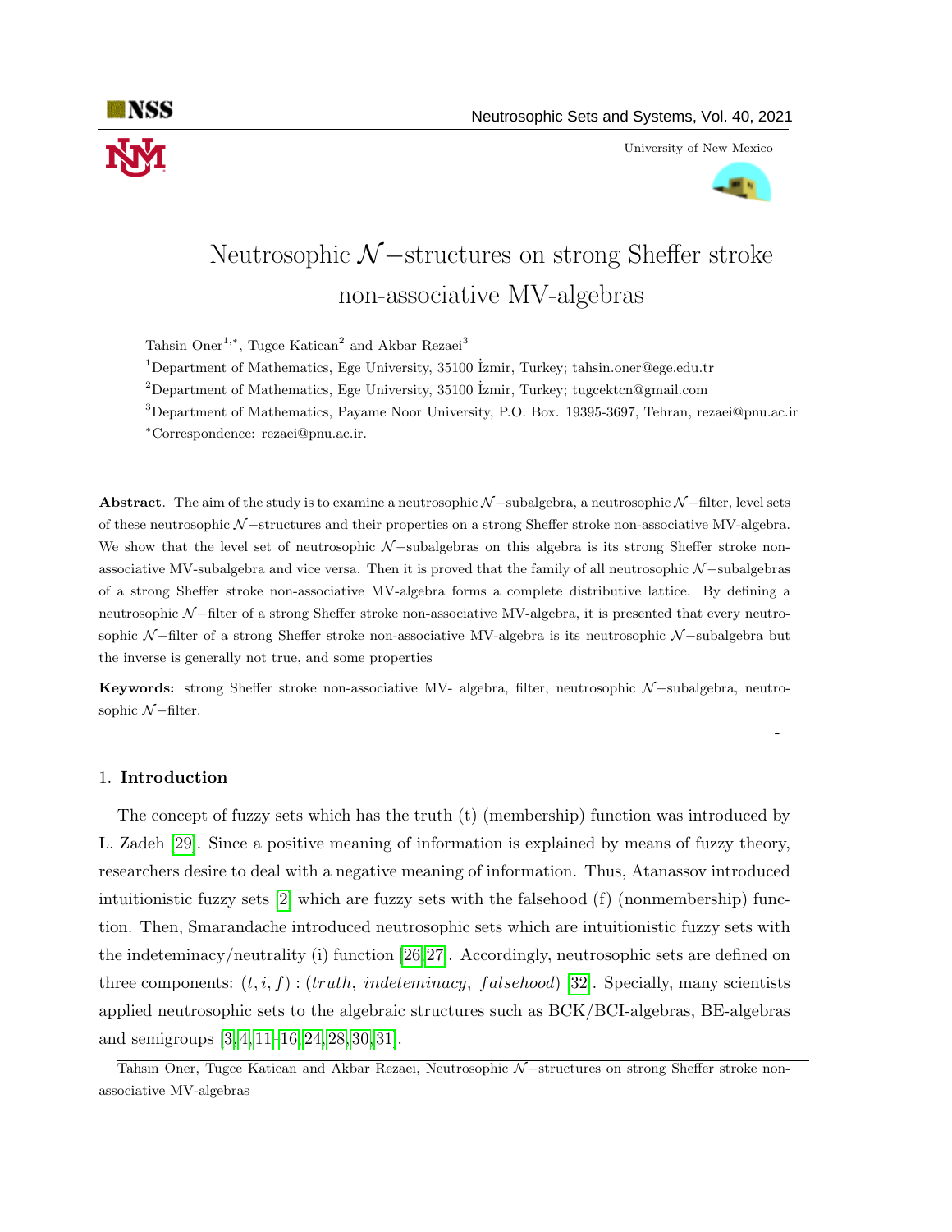# Neutrosophic $\mathcal{N}-$structures on strong Sheffer stroke non-associative MV-algebras

Tahsin Oner[1,*], Tugce Katican[2] and Akbar Rezaei[3]

[1]Department of Mathematics, Ege University, 35100 İzmir, Turkey; tahsin.oner@ege.edu.tr

[2]Department of Mathematics, Ege University, 35100 İzmir, Turkey; tugcektcn@gmail.com

[3]Department of Mathematics, Payame Noor University, P.O. Box. 19395-3697, Tehran, rezaei@pnu.ac.ir

[*]Correspondence: rezaei@pnu.ac.ir.

**Abstract**. The aim of the study is to examine a neutrosophic $\mathcal{N}-$subalgebra, a neutrosophic $\mathcal{N}-$filter, level sets of these neutrosophic $\mathcal{N}-$structures and their properties on a strong Sheffer stroke non-associative MV-algebra. We show that the level set of neutrosophic $\mathcal{N}-$subalgebras on this algebra is its strong Sheffer stroke non-associative MV-subalgebra and vice versa. Then it is proved that the family of all neutrosophic $\mathcal{N}-$subalgebras of a strong Sheffer stroke non-associative MV-algebra forms a complete distributive lattice. By defining a neutrosophic $\mathcal{N}-$filter of a strong Sheffer stroke non-associative MV-algebra, it is presented that every neutrosophic $\mathcal{N}-$filter of a strong Sheffer stroke non-associative MV-algebra is its neutrosophic $\mathcal{N}-$subalgebra but the inverse is generally not true, and some properties

**Keywords:** strong Sheffer stroke non-associative MV- algebra, filter, neutrosophic $\mathcal{N}-$subalgebra, neutrosophic $\mathcal{N}-$filter.

---

## 1. Introduction

The concept of fuzzy sets which has the truth (t) (membership) function was introduced by L. Zadeh [29]. Since a positive meaning of information is explained by means of fuzzy theory, researchers desire to deal with a negative meaning of information. Thus, Atanassov introduced intuitionistic fuzzy sets [2] which are fuzzy sets with the falsehood (f) (nonmembership) function. Then, Smarandache introduced neutrosophic sets which are intuitionistic fuzzy sets with the indeteminacy/neutrality (i) function [26, 27]. Accordingly, neutrosophic sets are defined on three components: $(t, i, f) : (truth,\ indeteminacy,\ falsehood)$ [32]. Specially, many scientists applied neutrosophic sets to the algebraic structures such as BCK/BCI-algebras, BE-algebras and semigroups [3, 4, 11–16, 24, 28, 30, 31].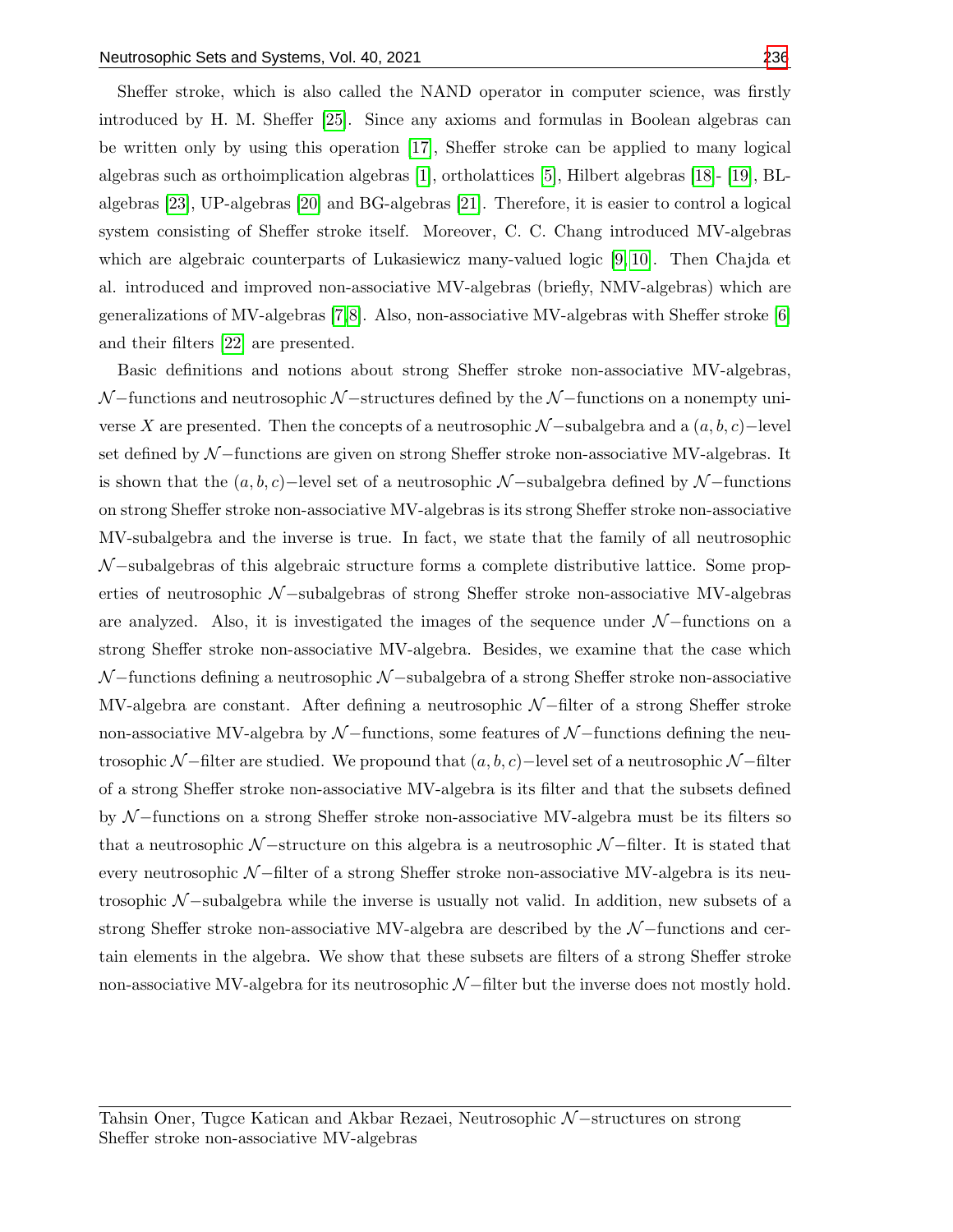Sheffer stroke, which is also called the NAND operator in computer science, was firstly introduced by H. M. Sheffer [25]. Since any axioms and formulas in Boolean algebras can be written only by using this operation [17], Sheffer stroke can be applied to many logical algebras such as orthoimplication algebras [1], ortholattices [5], Hilbert algebras [18]- [19], BL-algebras [23], UP-algebras [20] and BG-algebras [21]. Therefore, it is easier to control a logical system consisting of Sheffer stroke itself. Moreover, C. C. Chang introduced MV-algebras which are algebraic counterparts of Lukasiewicz many-valued logic [9, 10]. Then Chajda et al. introduced and improved non-associative MV-algebras (briefly, NMV-algebras) which are generalizations of MV-algebras [7, 8]. Also, non-associative MV-algebras with Sheffer stroke [6] and their filters [22] are presented.

Basic definitions and notions about strong Sheffer stroke non-associative MV-algebras, $\mathcal{N}-$functions and neutrosophic $\mathcal{N}-$structures defined by the $\mathcal{N}-$functions on a nonempty universe $X$ are presented. Then the concepts of a neutrosophic $\mathcal{N}-$subalgebra and a $(a, b, c)-$level set defined by $\mathcal{N}-$functions are given on strong Sheffer stroke non-associative MV-algebras. It is shown that the $(a, b, c)-$level set of a neutrosophic $\mathcal{N}-$subalgebra defined by $\mathcal{N}-$functions on strong Sheffer stroke non-associative MV-algebras is its strong Sheffer stroke non-associative MV-subalgebra and the inverse is true. In fact, we state that the family of all neutrosophic $\mathcal{N}-$subalgebras of this algebraic structure forms a complete distributive lattice. Some properties of neutrosophic $\mathcal{N}-$subalgebras of strong Sheffer stroke non-associative MV-algebras are analyzed. Also, it is investigated the images of the sequence under $\mathcal{N}-$functions on a strong Sheffer stroke non-associative MV-algebra. Besides, we examine that the case which $\mathcal{N}-$functions defining a neutrosophic $\mathcal{N}-$subalgebra of a strong Sheffer stroke non-associative MV-algebra are constant. After defining a neutrosophic $\mathcal{N}-$filter of a strong Sheffer stroke non-associative MV-algebra by $\mathcal{N}-$functions, some features of $\mathcal{N}-$functions defining the neutrosophic $\mathcal{N}-$filter are studied. We propound that $(a, b, c)-$level set of a neutrosophic $\mathcal{N}-$filter of a strong Sheffer stroke non-associative MV-algebra is its filter and that the subsets defined by $\mathcal{N}-$functions on a strong Sheffer stroke non-associative MV-algebra must be its filters so that a neutrosophic $\mathcal{N}-$structure on this algebra is a neutrosophic $\mathcal{N}-$filter. It is stated that every neutrosophic $\mathcal{N}-$filter of a strong Sheffer stroke non-associative MV-algebra is its neutrosophic $\mathcal{N}-$subalgebra while the inverse is usually not valid. In addition, new subsets of a strong Sheffer stroke non-associative MV-algebra are described by the $\mathcal{N}-$functions and certain elements in the algebra. We show that these subsets are filters of a strong Sheffer stroke non-associative MV-algebra for its neutrosophic $\mathcal{N}-$filter but the inverse does not mostly hold.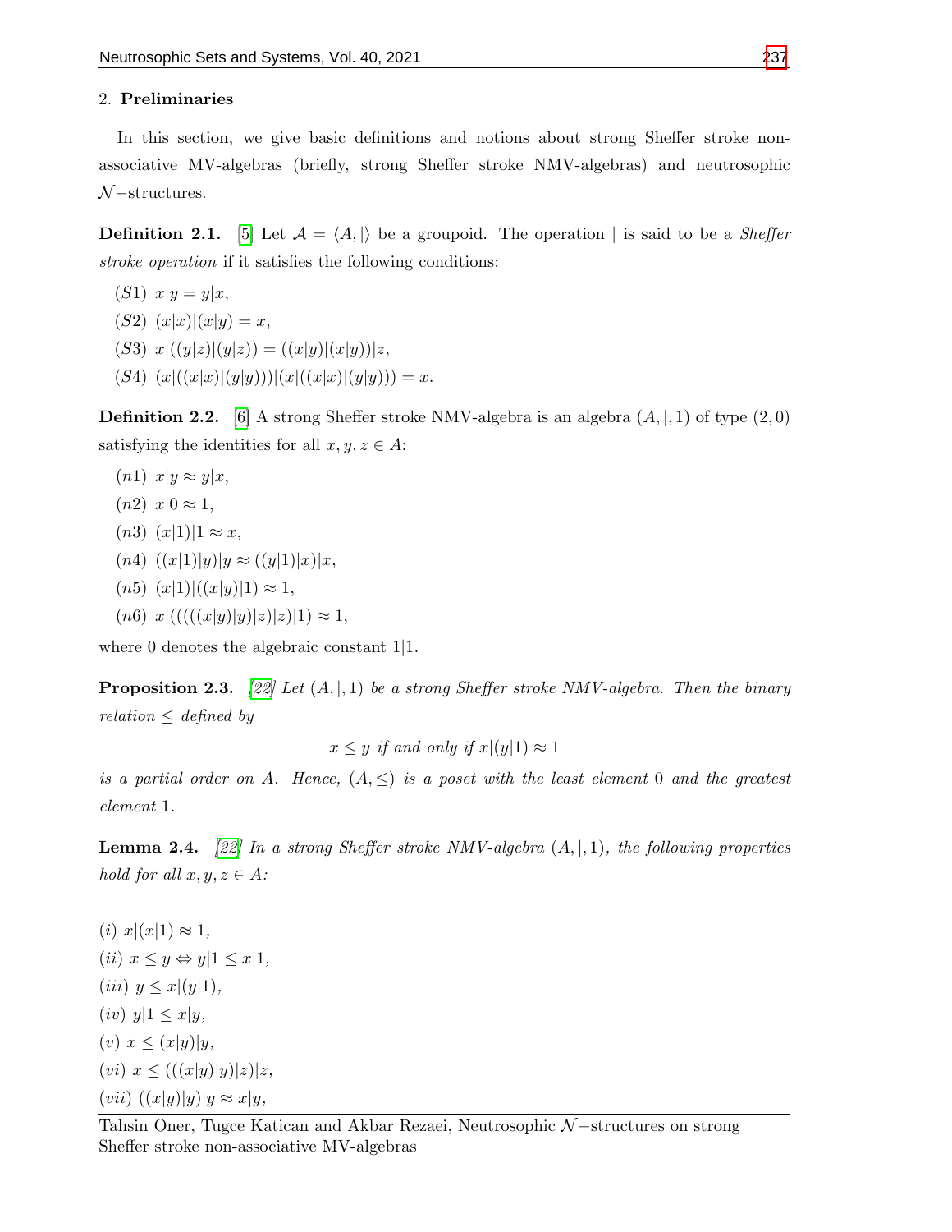## 2. **Preliminaries**

In this section, we give basic definitions and notions about strong Sheffer stroke non-associative MV-algebras (briefly, strong Sheffer stroke NMV-algebras) and neutrosophic $\mathcal{N}-$structures.

**Definition 2.1.** [5] Let $\mathcal{A} = \langle A, |\rangle$ be a groupoid. The operation $|$ is said to be a *Sheffer stroke operation* if it satisfies the following conditions:

$(S1)$ $x|y = y|x$,

$(S2)$ $(x|x)|(x|y) = x$,

$(S3)$ $x|((y|z)|(y|z)) = ((x|y)|(x|y))|z$,

$(S4)$ $(x|((x|x)|(y|y)))|(x|((x|x)|(y|y))) = x$.

**Definition 2.2.** [6] A strong Sheffer stroke NMV-algebra is an algebra $(A, |, 1)$ of type $(2, 0)$ satisfying the identities for all $x, y, z \in A$:

$(n1)$ $x|y \approx y|x$,

$(n2)$ $x|0 \approx 1$,

$(n3)$ $(x|1)|1 \approx x$,

$(n4)$ $((x|1)|y)|y \approx ((y|1)|x)|x$,

$(n5)$ $(x|1)|((x|y)|1) \approx 1$,

$(n6)$ $x|(((((x|y)|y)|z)|z)|1) \approx 1$,

where 0 denotes the algebraic constant $1|1$.

**Proposition 2.3.** *[22] Let $(A, |, 1)$ be a strong Sheffer stroke NMV-algebra. Then the binary relation $\leq$ defined by*

$$x \leq y \text{ if and only if } x|(y|1) \approx 1$$

*is a partial order on $A$. Hence, $(A, \leq)$ is a poset with the least element 0 and the greatest element 1.*

**Lemma 2.4.** *[22] In a strong Sheffer stroke NMV-algebra $(A, |, 1)$, the following properties hold for all $x, y, z \in A$:*

$(i)$ $x|(x|1) \approx 1$,

$(ii)$ $x \leq y \Leftrightarrow y|1 \leq x|1$,

$(iii)$ $y \leq x|(y|1)$,

$(iv)$ $y|1 \leq x|y$,

$(v)$ $x \leq (x|y)|y$,

$(vi)$ $x \leq (((x|y)|y)|z)|z$,

$(vii)$ $((x|y)|y)|y \approx x|y$,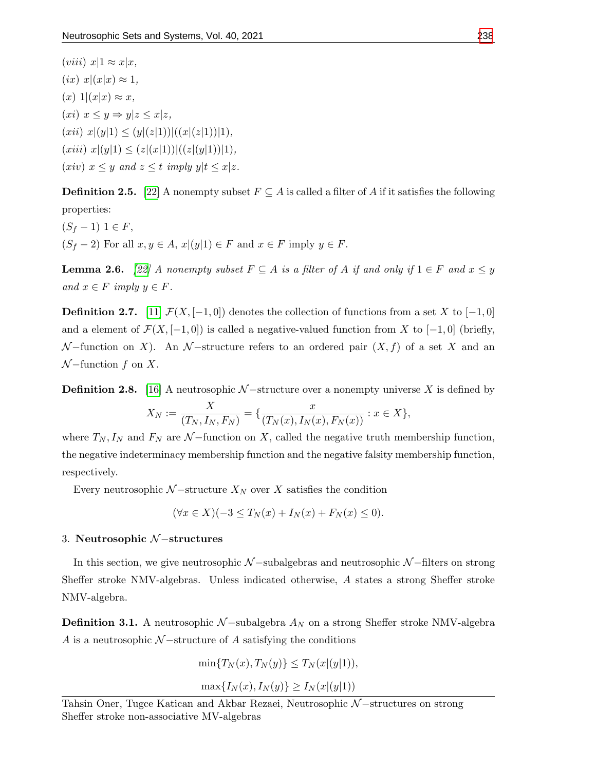$(viii)$ $x|1 \approx x|x$,

$(ix)$ $x|(x|x) \approx 1$,

$(x)$ $1|(x|x) \approx x$,

$(xi)$ $x \leq y \Rightarrow y|z \leq x|z$,

$(xii)$ $x|(y|1) \leq (y|(z|1))|((x|(z|1))|1)$,

$(xiii)$ $x|(y|1) \leq (z|(x|1))|((z|(y|1))|1)$,

$(xiv)$ $x \leq y$ *and* $z \leq t$ *imply* $y|t \leq x|z$.

**Definition 2.5.** [22] A nonempty subset $F \subseteq A$ is called a filter of $A$ if it satisfies the following properties:

$(S_f - 1)$ $1 \in F$,

$(S_f - 2)$ For all $x, y \in A$, $x|(y|1) \in F$ and $x \in F$ imply $y \in F$.

**Lemma 2.6.** *[22] A nonempty subset $F \subseteq A$ is a filter of $A$ if and only if $1 \in F$ and $x \leq y$ and $x \in F$ imply $y \in F$.*

**Definition 2.7.** [11] $\mathcal{F}(X, [-1, 0])$ denotes the collection of functions from a set $X$ to $[-1, 0]$ and a element of $\mathcal{F}(X, [-1, 0])$ is called a negative-valued function from $X$ to $[-1, 0]$ (briefly, $\mathcal{N}-$function on $X$). An $\mathcal{N}-$structure refers to an ordered pair $(X, f)$ of a set $X$ and an $\mathcal{N}-$function $f$ on $X$.

**Definition 2.8.** [16] A neutrosophic $\mathcal{N}-$structure over a nonempty universe $X$ is defined by

$$X_N := \frac{X}{(T_N, I_N, F_N)} = \{\frac{x}{(T_N(x), I_N(x), F_N(x))} : x \in X\},$$

where $T_N, I_N$ and $F_N$ are $\mathcal{N}-$function on $X$, called the negative truth membership function, the negative indeterminacy membership function and the negative falsity membership function, respectively.

Every neutrosophic $\mathcal{N}-$structure $X_N$ over $X$ satisfies the condition

$$(\forall x \in X)(-3 \leq T_N(x) + I_N(x) + F_N(x) \leq 0).$$

## 3. Neutrosophic $\mathcal{N}-$structures

In this section, we give neutrosophic $\mathcal{N}-$subalgebras and neutrosophic $\mathcal{N}-$filters on strong Sheffer stroke NMV-algebras. Unless indicated otherwise, $A$ states a strong Sheffer stroke NMV-algebra.

**Definition 3.1.** A neutrosophic $\mathcal{N}-$subalgebra $A_N$ on a strong Sheffer stroke NMV-algebra $A$ is a neutrosophic $\mathcal{N}-$structure of $A$ satisfying the conditions

$$\min\{T_N(x), T_N(y)\} \leq T_N(x|(y|1)),$$

$$\max\{I_N(x), I_N(y)\} \geq I_N(x|(y|1))$$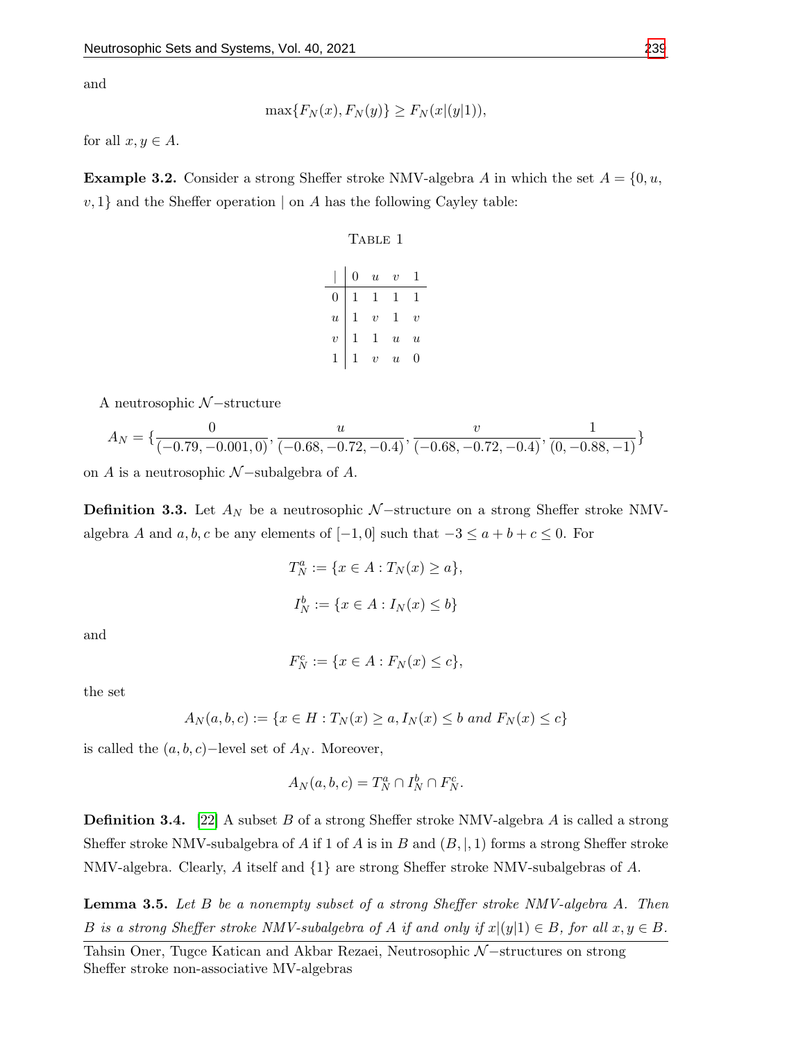and

$$\max\{F_N(x), F_N(y)\} \geq F_N(x|(y|1)),$$

for all $x, y \in A$.

**Example 3.2.** Consider a strong Sheffer stroke NMV-algebra $A$ in which the set $A = \{0, u, v, 1\}$ and the Sheffer operation $|$ on $A$ has the following Cayley table:

TABLE 1

| $\vert$ | $0$ | $u$ | $v$ | $1$ |
|---|---|---|---|---|
| $0$ | $1$ | $1$ | $1$ | $1$ |
| $u$ | $1$ | $v$ | $1$ | $v$ |
| $v$ | $1$ | $1$ | $u$ | $u$ |
| $1$ | $1$ | $v$ | $u$ | $0$ |

A neutrosophic $\mathcal{N}-$structure

$$A_N = \{\frac{0}{(-0.79, -0.001, 0)}, \frac{u}{(-0.68, -0.72, -0.4)}, \frac{v}{(-0.68, -0.72, -0.4)}, \frac{1}{(0, -0.88, -1)}\}$$

on $A$ is a neutrosophic $\mathcal{N}-$subalgebra of $A$.

**Definition 3.3.** Let $A_N$ be a neutrosophic $\mathcal{N}-$structure on a strong Sheffer stroke NMV-algebra $A$ and $a, b, c$ be any elements of $[-1, 0]$ such that $-3 \leq a + b + c \leq 0$. For

$$T_N^a := \{x \in A : T_N(x) \geq a\},$$

$$I_N^b := \{x \in A : I_N(x) \leq b\}$$

and

$$F_N^c := \{x \in A : F_N(x) \leq c\},$$

the set

$$A_N(a, b, c) := \{x \in H : T_N(x) \geq a, I_N(x) \leq b \text{ and } F_N(x) \leq c\}$$

is called the $(a, b, c)-$level set of $A_N$. Moreover,

$$A_N(a, b, c) = T_N^a \cap I_N^b \cap F_N^c.$$

**Definition 3.4.** [22] A subset $B$ of a strong Sheffer stroke NMV-algebra $A$ is called a strong Sheffer stroke NMV-subalgebra of $A$ if 1 of $A$ is in $B$ and $(B, |, 1)$ forms a strong Sheffer stroke NMV-algebra. Clearly, $A$ itself and $\{1\}$ are strong Sheffer stroke NMV-subalgebras of $A$.

**Lemma 3.5.** *Let $B$ be a nonempty subset of a strong Sheffer stroke NMV-algebra $A$. Then $B$ is a strong Sheffer stroke NMV-subalgebra of $A$ if and only if $x|(y|1) \in B$, for all $x, y \in B$.*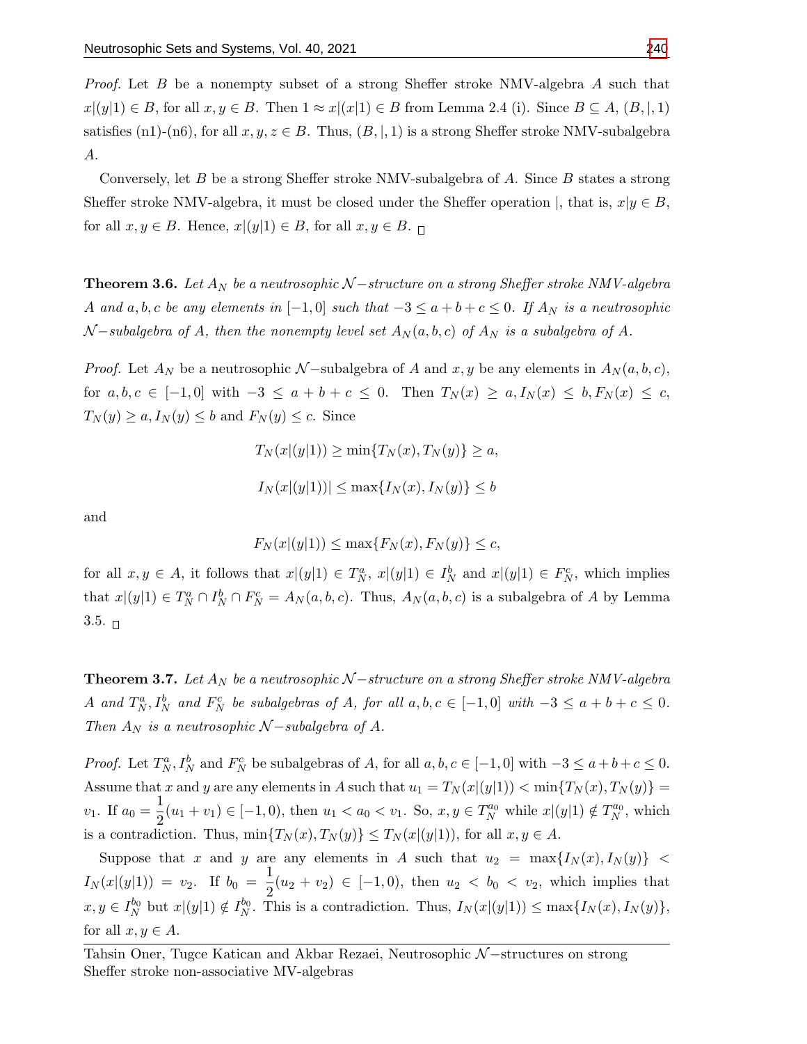*Proof.* Let $B$ be a nonempty subset of a strong Sheffer stroke NMV-algebra $A$ such that $x|(y|1) \in B$, for all $x, y \in B$. Then $1 \approx x|(x|1) \in B$ from Lemma 2.4 (i). Since $B \subseteq A$, $(B, |, 1)$ satisfies (n1)-(n6), for all $x, y, z \in B$. Thus, $(B, |, 1)$ is a strong Sheffer stroke NMV-subalgebra $A$.

Conversely, let $B$ be a strong Sheffer stroke NMV-subalgebra of $A$. Since $B$ states a strong Sheffer stroke NMV-algebra, it must be closed under the Sheffer operation $|$, that is, $x|y \in B$, for all $x, y \in B$. Hence, $x|(y|1) \in B$, for all $x, y \in B$. □

**Theorem 3.6.** *Let $A_N$ be a neutrosophic $\mathcal{N}-$structure on a strong Sheffer stroke NMV-algebra $A$ and $a, b, c$ be any elements in $[-1, 0]$ such that $-3 \leq a + b + c \leq 0$. If $A_N$ is a neutrosophic $\mathcal{N}-$subalgebra of $A$, then the nonempty level set $A_N(a, b, c)$ of $A_N$ is a subalgebra of $A$.*

*Proof.* Let $A_N$ be a neutrosophic $\mathcal{N}-$subalgebra of $A$ and $x, y$ be any elements in $A_N(a, b, c)$, for $a, b, c \in [-1, 0]$ with $-3 \leq a + b + c \leq 0$. Then $T_N(x) \geq a, I_N(x) \leq b, F_N(x) \leq c$, $T_N(y) \geq a, I_N(y) \leq b$ and $F_N(y) \leq c$. Since

$$T_N(x|(y|1)) \geq \min\{T_N(x), T_N(y)\} \geq a,$$

$$I_N(x|(y|1))| \leq \max\{I_N(x), I_N(y)\} \leq b$$

and

$$F_N(x|(y|1)) \leq \max\{F_N(x), F_N(y)\} \leq c,$$

for all $x, y \in A$, it follows that $x|(y|1) \in T_N^a$, $x|(y|1) \in I_N^b$ and $x|(y|1) \in F_N^c$, which implies that $x|(y|1) \in T_N^a \cap I_N^b \cap F_N^c = A_N(a, b, c)$. Thus, $A_N(a, b, c)$ is a subalgebra of $A$ by Lemma 3.5. □

**Theorem 3.7.** *Let $A_N$ be a neutrosophic $\mathcal{N}-$structure on a strong Sheffer stroke NMV-algebra $A$ and $T_N^a, I_N^b$ and $F_N^c$ be subalgebras of $A$, for all $a, b, c \in [-1, 0]$ with $-3 \leq a + b + c \leq 0$. Then $A_N$ is a neutrosophic $\mathcal{N}-$subalgebra of $A$.*

*Proof.* Let $T_N^a, I_N^b$ and $F_N^c$ be subalgebras of $A$, for all $a, b, c \in [-1, 0]$ with $-3 \leq a + b + c \leq 0$. Assume that $x$ and $y$ are any elements in $A$ such that $u_1 = T_N(x|(y|1)) < \min\{T_N(x), T_N(y)\} = v_1$. If $a_0 = \dfrac{1}{2}(u_1 + v_1) \in [-1, 0)$, then $u_1 < a_0 < v_1$. So, $x, y \in T_N^{a_0}$ while $x|(y|1) \notin T_N^{a_0}$, which is a contradiction. Thus, $\min\{T_N(x), T_N(y)\} \leq T_N(x|(y|1))$, for all $x, y \in A$.

Suppose that $x$ and $y$ are any elements in $A$ such that $u_2 = \max\{I_N(x), I_N(y)\} < I_N(x|(y|1)) = v_2$. If $b_0 = \dfrac{1}{2}(u_2 + v_2) \in [-1, 0)$, then $u_2 < b_0 < v_2$, which implies that $x, y \in I_N^{b_0}$ but $x|(y|1) \notin I_N^{b_0}$. This is a contradiction. Thus, $I_N(x|(y|1)) \leq \max\{I_N(x), I_N(y)\}$, for all $x, y \in A$.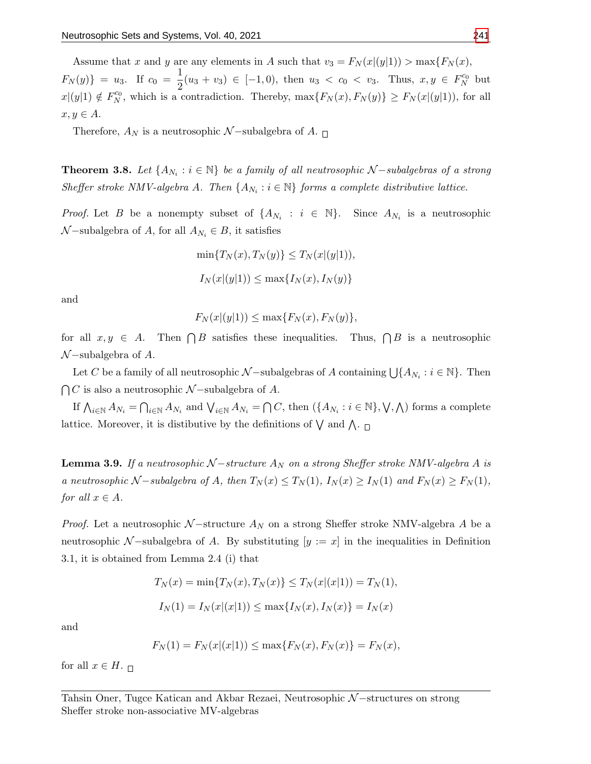Assume that $x$ and $y$ are any elements in $A$ such that $v_3 = F_N(x|(y|1)) > \max\{F_N(x), F_N(y)\} = u_3$. If $c_0 = \frac{1}{2}(u_3 + v_3) \in [-1, 0)$, then $u_3 < c_0 < v_3$. Thus, $x, y \in F_N^{c_0}$ but $x|(y|1) \notin F_N^{c_0}$, which is a contradiction. Thereby, $\max\{F_N(x), F_N(y)\} \geq F_N(x|(y|1))$, for all $x, y \in A$.

Therefore, $A_N$ is a neutrosophic $\mathcal{N}-$subalgebra of $A$. □

**Theorem 3.8.** *Let $\{A_{N_i} : i \in \mathbb{N}\}$ be a family of all neutrosophic $\mathcal{N}-$subalgebras of a strong Sheffer stroke NMV-algebra $A$. Then $\{A_{N_i} : i \in \mathbb{N}\}$ forms a complete distributive lattice.*

*Proof.* Let $B$ be a nonempty subset of $\{A_{N_i} : i \in \mathbb{N}\}$. Since $A_{N_i}$ is a neutrosophic $\mathcal{N}-$subalgebra of $A$, for all $A_{N_i} \in B$, it satisfies

$$\min\{T_N(x), T_N(y)\} \leq T_N(x|(y|1)),$$

$$I_N(x|(y|1)) \leq \max\{I_N(x), I_N(y)\}$$

and

$$F_N(x|(y|1)) \leq \max\{F_N(x), F_N(y)\},$$

for all $x, y \in A$. Then $\bigcap B$ satisfies these inequalities. Thus, $\bigcap B$ is a neutrosophic $\mathcal{N}-$subalgebra of $A$.

Let $C$ be a family of all neutrosophic $\mathcal{N}-$subalgebras of $A$ containing $\bigcup\{A_{N_i} : i \in \mathbb{N}\}$. Then $\bigcap C$ is also a neutrosophic $\mathcal{N}-$subalgebra of $A$.

If $\bigwedge_{i\in\mathbb{N}} A_{N_i} = \bigcap_{i\in\mathbb{N}} A_{N_i}$ and $\bigvee_{i\in\mathbb{N}} A_{N_i} = \bigcap C$, then $(\{A_{N_i} : i \in \mathbb{N}\}, \bigvee, \bigwedge)$ forms a complete lattice. Moreover, it is distibutive by the definitions of $\bigvee$ and $\bigwedge$. □

**Lemma 3.9.** *If a neutrosophic $\mathcal{N}-$structure $A_N$ on a strong Sheffer stroke NMV-algebra $A$ is a neutrosophic $\mathcal{N}-$subalgebra of $A$, then $T_N(x) \leq T_N(1)$, $I_N(x) \geq I_N(1)$ and $F_N(x) \geq F_N(1)$, for all $x \in A$.*

*Proof.* Let a neutrosophic $\mathcal{N}-$structure $A_N$ on a strong Sheffer stroke NMV-algebra $A$ be a neutrosophic $\mathcal{N}-$subalgebra of $A$. By substituting $[y := x]$ in the inequalities in Definition 3.1, it is obtained from Lemma 2.4 (i) that

$$T_N(x) = \min\{T_N(x), T_N(x)\} \leq T_N(x|(x|1)) = T_N(1),$$

$$I_N(1) = I_N(x|(x|1)) \leq \max\{I_N(x), I_N(x)\} = I_N(x)$$

and

$$F_N(1) = F_N(x|(x|1)) \leq \max\{F_N(x), F_N(x)\} = F_N(x),$$

for all $x \in H$. □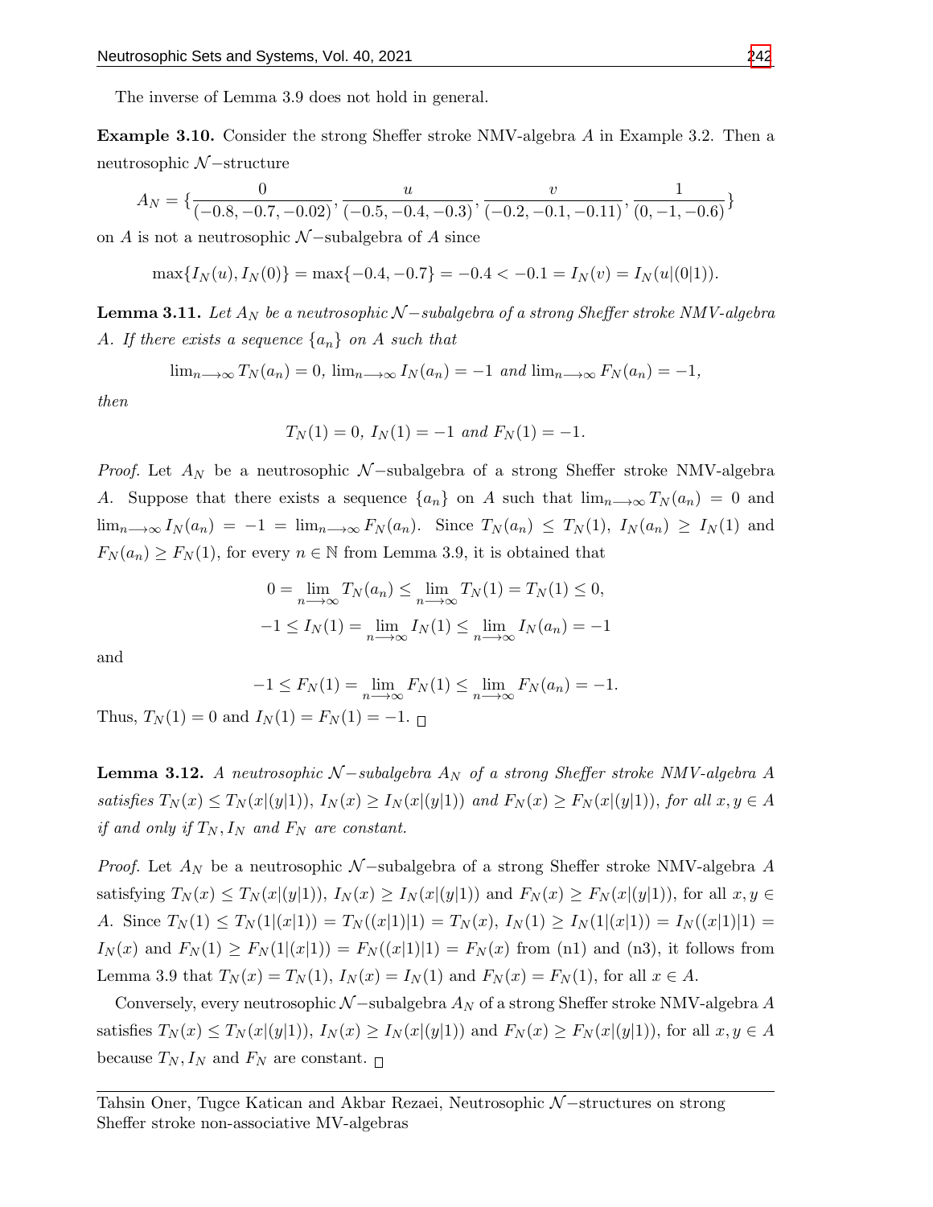The inverse of Lemma 3.9 does not hold in general.

**Example 3.10.** Consider the strong Sheffer stroke NMV-algebra $A$ in Example 3.2. Then a neutrosophic $\mathcal{N}-$structure

$$A_N = \{\frac{0}{(-0.8,-0.7,-0.02)}, \frac{u}{(-0.5,-0.4,-0.3)}, \frac{v}{(-0.2,-0.1,-0.11)}, \frac{1}{(0,-1,-0.6)}\}$$

on $A$ is not a neutrosophic $\mathcal{N}-$subalgebra of $A$ since

$$\max\{I_N(u), I_N(0)\} = \max\{-0.4,-0.7\} = -0.4 < -0.1 = I_N(v) = I_N(u|(0|1)).$$

**Lemma 3.11.** *Let $A_N$ be a neutrosophic $\mathcal{N}-$subalgebra of a strong Sheffer stroke NMV-algebra $A$. If there exists a sequence $\{a_n\}$ on $A$ such that*

$$\lim_{n\longrightarrow\infty} T_N(a_n) = 0, \ \lim_{n\longrightarrow\infty} I_N(a_n) = -1 \text{ and } \lim_{n\longrightarrow\infty} F_N(a_n) = -1,$$

*then*

$$T_N(1) = 0, \ I_N(1) = -1 \text{ and } F_N(1) = -1.$$

*Proof.* Let $A_N$ be a neutrosophic $\mathcal{N}-$subalgebra of a strong Sheffer stroke NMV-algebra $A$. Suppose that there exists a sequence $\{a_n\}$ on $A$ such that $\lim_{n\longrightarrow\infty} T_N(a_n) = 0$ and $\lim_{n\longrightarrow\infty} I_N(a_n) = -1 = \lim_{n\longrightarrow\infty} F_N(a_n)$. Since $T_N(a_n) \le T_N(1)$, $I_N(a_n) \ge I_N(1)$ and $F_N(a_n) \ge F_N(1)$, for every $n \in \mathbb{N}$ from Lemma 3.9, it is obtained that

$$0 = \lim_{n\longrightarrow\infty} T_N(a_n) \le \lim_{n\longrightarrow\infty} T_N(1) = T_N(1) \le 0,$$

$$-1 \le I_N(1) = \lim_{n\longrightarrow\infty} I_N(1) \le \lim_{n\longrightarrow\infty} I_N(a_n) = -1$$

and

$$-1 \le F_N(1) = \lim_{n\longrightarrow\infty} F_N(1) \le \lim_{n\longrightarrow\infty} F_N(a_n) = -1.$$

Thus, $T_N(1) = 0$ and $I_N(1) = F_N(1) = -1$. □

**Lemma 3.12.** *A neutrosophic $\mathcal{N}-$subalgebra $A_N$ of a strong Sheffer stroke NMV-algebra $A$ satisfies $T_N(x) \le T_N(x|(y|1))$, $I_N(x) \ge I_N(x|(y|1))$ and $F_N(x) \ge F_N(x|(y|1))$, for all $x, y \in A$ if and only if $T_N, I_N$ and $F_N$ are constant.*

*Proof.* Let $A_N$ be a neutrosophic $\mathcal{N}-$subalgebra of a strong Sheffer stroke NMV-algebra $A$ satisfying $T_N(x) \le T_N(x|(y|1))$, $I_N(x) \ge I_N(x|(y|1))$ and $F_N(x) \ge F_N(x|(y|1))$, for all $x, y \in A$. Since $T_N(1) \le T_N(1|(x|1)) = T_N((x|1)|1) = T_N(x)$, $I_N(1) \ge I_N(1|(x|1)) = I_N((x|1)|1) = I_N(x)$ and $F_N(1) \ge F_N(1|(x|1)) = F_N((x|1)|1) = F_N(x)$ from (n1) and (n3), it follows from Lemma 3.9 that $T_N(x) = T_N(1)$, $I_N(x) = I_N(1)$ and $F_N(x) = F_N(1)$, for all $x \in A$.

Conversely, every neutrosophic $\mathcal{N}-$subalgebra $A_N$ of a strong Sheffer stroke NMV-algebra $A$ satisfies $T_N(x) \le T_N(x|(y|1))$, $I_N(x) \ge I_N(x|(y|1))$ and $F_N(x) \ge F_N(x|(y|1))$, for all $x, y \in A$ because $T_N, I_N$ and $F_N$ are constant. □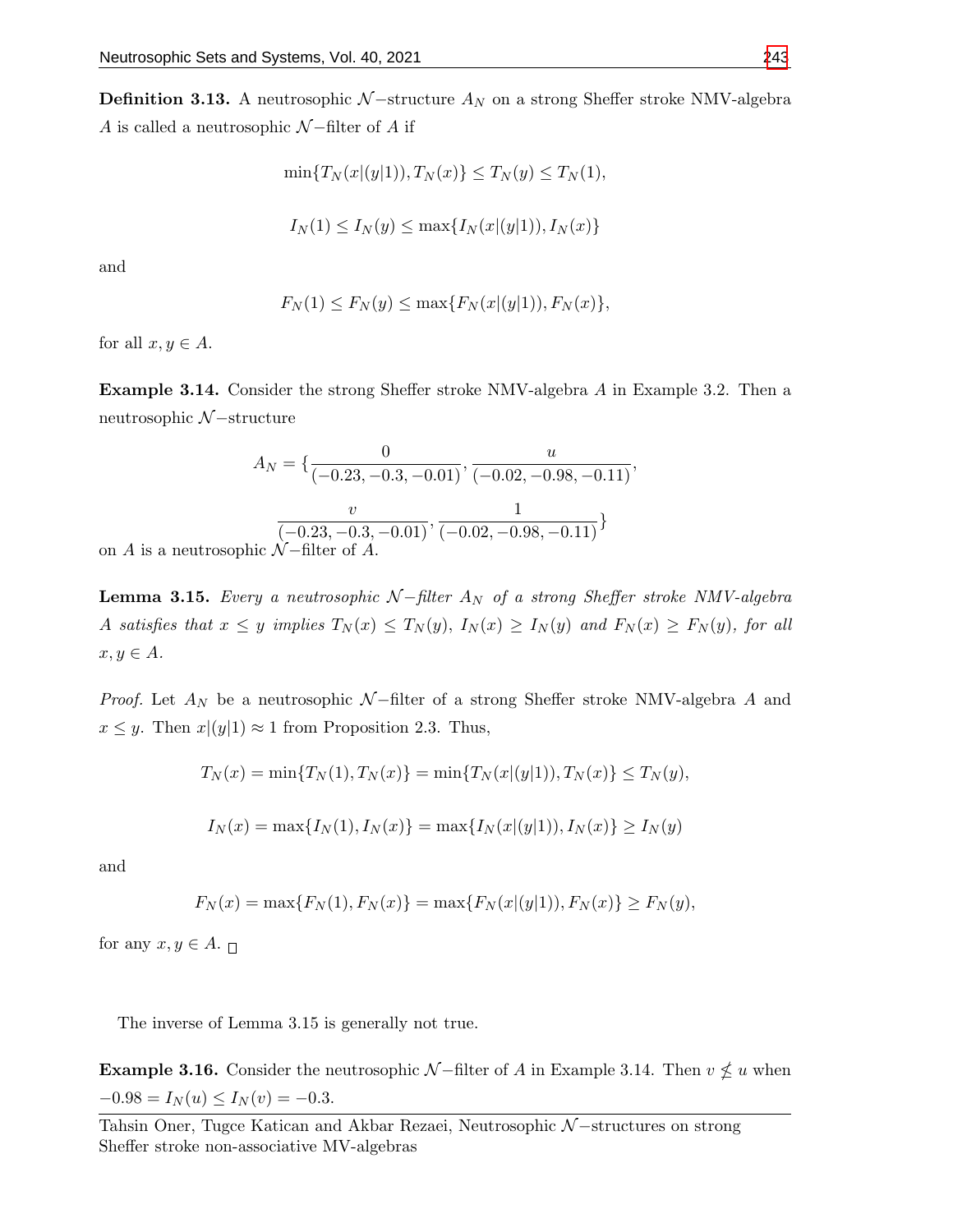**Definition 3.13.** A neutrosophic $\mathcal{N}-$structure $A_N$ on a strong Sheffer stroke NMV-algebra $A$ is called a neutrosophic $\mathcal{N}-$filter of $A$ if

$$\min\{T_N(x|(y|1)), T_N(x)\} \leq T_N(y) \leq T_N(1),$$

$$I_N(1) \leq I_N(y) \leq \max\{I_N(x|(y|1)), I_N(x)\}$$

and

$$F_N(1) \leq F_N(y) \leq \max\{F_N(x|(y|1)), F_N(x)\},$$

for all $x, y \in A$.

**Example 3.14.** Consider the strong Sheffer stroke NMV-algebra $A$ in Example 3.2. Then a neutrosophic $\mathcal{N}-$structure

$$A_N = \{\frac{0}{(-0.23, -0.3, -0.01)}, \frac{u}{(-0.02, -0.98, -0.11)},$$

$$\frac{v}{(-0.23, -0.3, -0.01)}, \frac{1}{(-0.02, -0.98, -0.11)}\}$$

on $A$ is a neutrosophic $\mathcal{N}-$filter of $A$.

**Lemma 3.15.** *Every a neutrosophic $\mathcal{N}-$filter $A_N$ of a strong Sheffer stroke NMV-algebra $A$ satisfies that $x \leq y$ implies $T_N(x) \leq T_N(y)$, $I_N(x) \geq I_N(y)$ and $F_N(x) \geq F_N(y)$, for all $x, y \in A$.*

*Proof.* Let $A_N$ be a neutrosophic $\mathcal{N}-$filter of a strong Sheffer stroke NMV-algebra $A$ and $x \leq y$. Then $x|(y|1) \approx 1$ from Proposition 2.3. Thus,

$$T_N(x) = \min\{T_N(1), T_N(x)\} = \min\{T_N(x|(y|1)), T_N(x)\} \leq T_N(y),$$

$$I_N(x) = \max\{I_N(1), I_N(x)\} = \max\{I_N(x|(y|1)), I_N(x)\} \geq I_N(y)$$

and

$$F_N(x) = \max\{F_N(1), F_N(x)\} = \max\{F_N(x|(y|1)), F_N(x)\} \geq F_N(y),$$

for any $x, y \in A$. □

The inverse of Lemma 3.15 is generally not true.

**Example 3.16.** Consider the neutrosophic $\mathcal{N}-$filter of $A$ in Example 3.14. Then $v \nleq u$ when $-0.98 = I_N(u) \leq I_N(v) = -0.3$.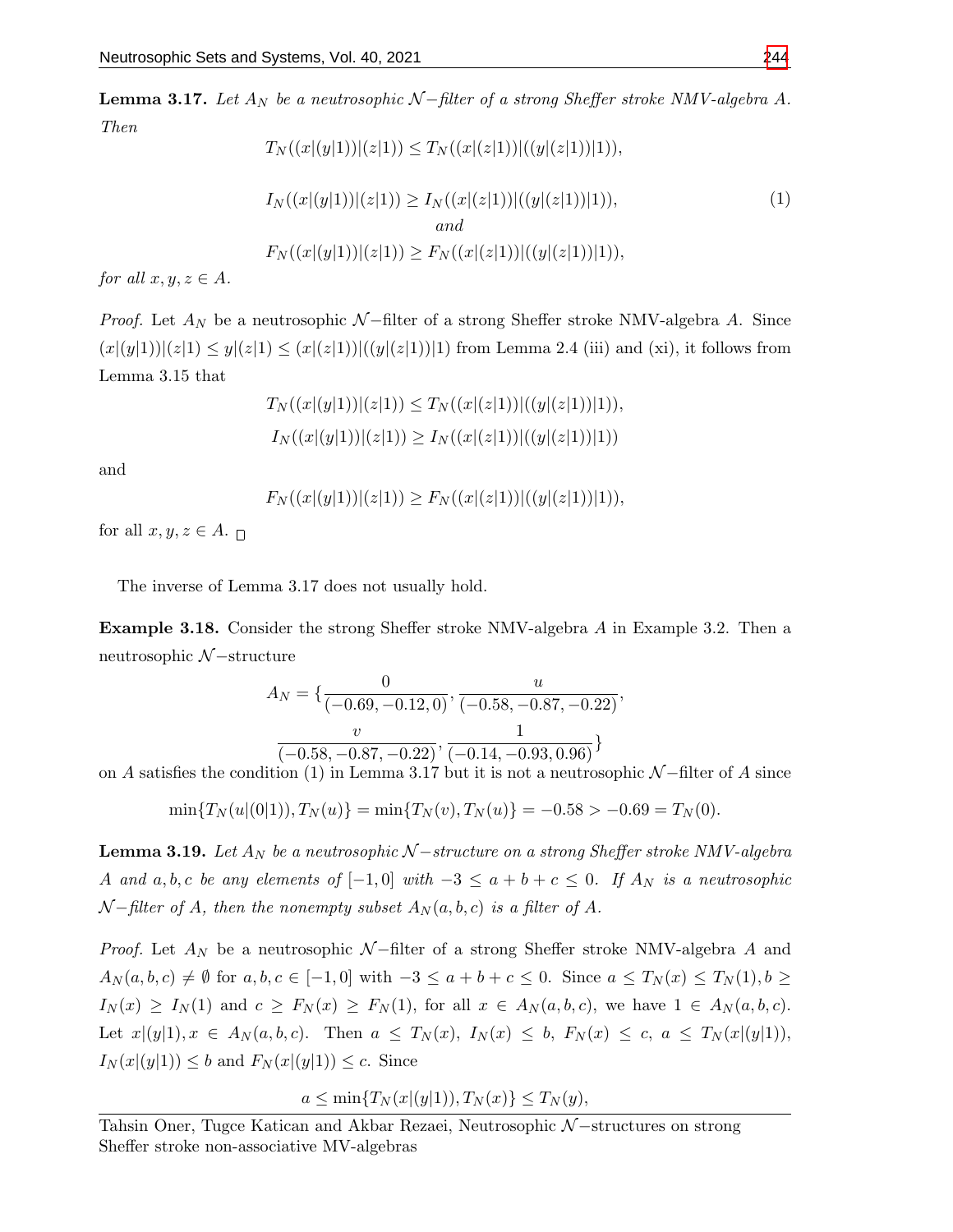**Lemma 3.17.** *Let $A_N$ be a neutrosophic $\mathcal{N}-$filter of a strong Sheffer stroke NMV-algebra $A$. Then*

$$
\begin{aligned}
&T_N((x|(y|1))|(z|1)) \leq T_N((x|(z|1))|((y|(z|1))|1)),\\
&I_N((x|(y|1))|(z|1)) \geq I_N((x|(z|1))|((y|(z|1))|1)), \qquad (1)\\
&\qquad\qquad and\\
&F_N((x|(y|1))|(z|1)) \geq F_N((x|(z|1))|((y|(z|1))|1)),
\end{aligned}
$$

*for all $x, y, z \in A$.*

*Proof.* Let $A_N$ be a neutrosophic $\mathcal{N}-$filter of a strong Sheffer stroke NMV-algebra $A$. Since $(x|(y|1))|(z|1) \leq y|(z|1) \leq (x|(z|1))|((y|(z|1))|1)$ from Lemma 2.4 (iii) and (xi), it follows from Lemma 3.15 that

$$
\begin{aligned}
&T_N((x|(y|1))|(z|1)) \leq T_N((x|(z|1))|((y|(z|1))|1)),\\
&I_N((x|(y|1))|(z|1)) \geq I_N((x|(z|1))|((y|(z|1))|1))
\end{aligned}
$$

and

$$F_N((x|(y|1))|(z|1)) \geq F_N((x|(z|1))|((y|(z|1))|1)),$$

for all $x, y, z \in A$. □

The inverse of Lemma 3.17 does not usually hold.

**Example 3.18.** Consider the strong Sheffer stroke NMV-algebra $A$ in Example 3.2. Then a neutrosophic $\mathcal{N}-$structure

$$A_N = \{\frac{0}{(-0.69, -0.12, 0)}, \frac{u}{(-0.58, -0.87, -0.22)}, \frac{v}{(-0.58, -0.87, -0.22)}, \frac{1}{(-0.14, -0.93, 0.96)}\}$$

on $A$ satisfies the condition (1) in Lemma 3.17 but it is not a neutrosophic $\mathcal{N}-$filter of $A$ since

$$\min\{T_N(u|(0|1)), T_N(u)\} = \min\{T_N(v), T_N(u)\} = -0.58 > -0.69 = T_N(0).$$

**Lemma 3.19.** *Let $A_N$ be a neutrosophic $\mathcal{N}-$structure on a strong Sheffer stroke NMV-algebra $A$ and $a, b, c$ be any elements of $[-1, 0]$ with $-3 \leq a + b + c \leq 0$. If $A_N$ is a neutrosophic $\mathcal{N}-$filter of $A$, then the nonempty subset $A_N(a, b, c)$ is a filter of $A$.*

*Proof.* Let $A_N$ be a neutrosophic $\mathcal{N}-$filter of a strong Sheffer stroke NMV-algebra $A$ and $A_N(a, b, c) \neq \emptyset$ for $a, b, c \in [-1, 0]$ with $-3 \leq a + b + c \leq 0$. Since $a \leq T_N(x) \leq T_N(1), b \geq I_N(x) \geq I_N(1)$ and $c \geq F_N(x) \geq F_N(1)$, for all $x \in A_N(a, b, c)$, we have $1 \in A_N(a, b, c)$. Let $x|(y|1), x \in A_N(a, b, c)$. Then $a \leq T_N(x)$, $I_N(x) \leq b$, $F_N(x) \leq c$, $a \leq T_N(x|(y|1))$, $I_N(x|(y|1)) \leq b$ and $F_N(x|(y|1)) \leq c$. Since

$$a \leq \min\{T_N(x|(y|1)), T_N(x)\} \leq T_N(y),$$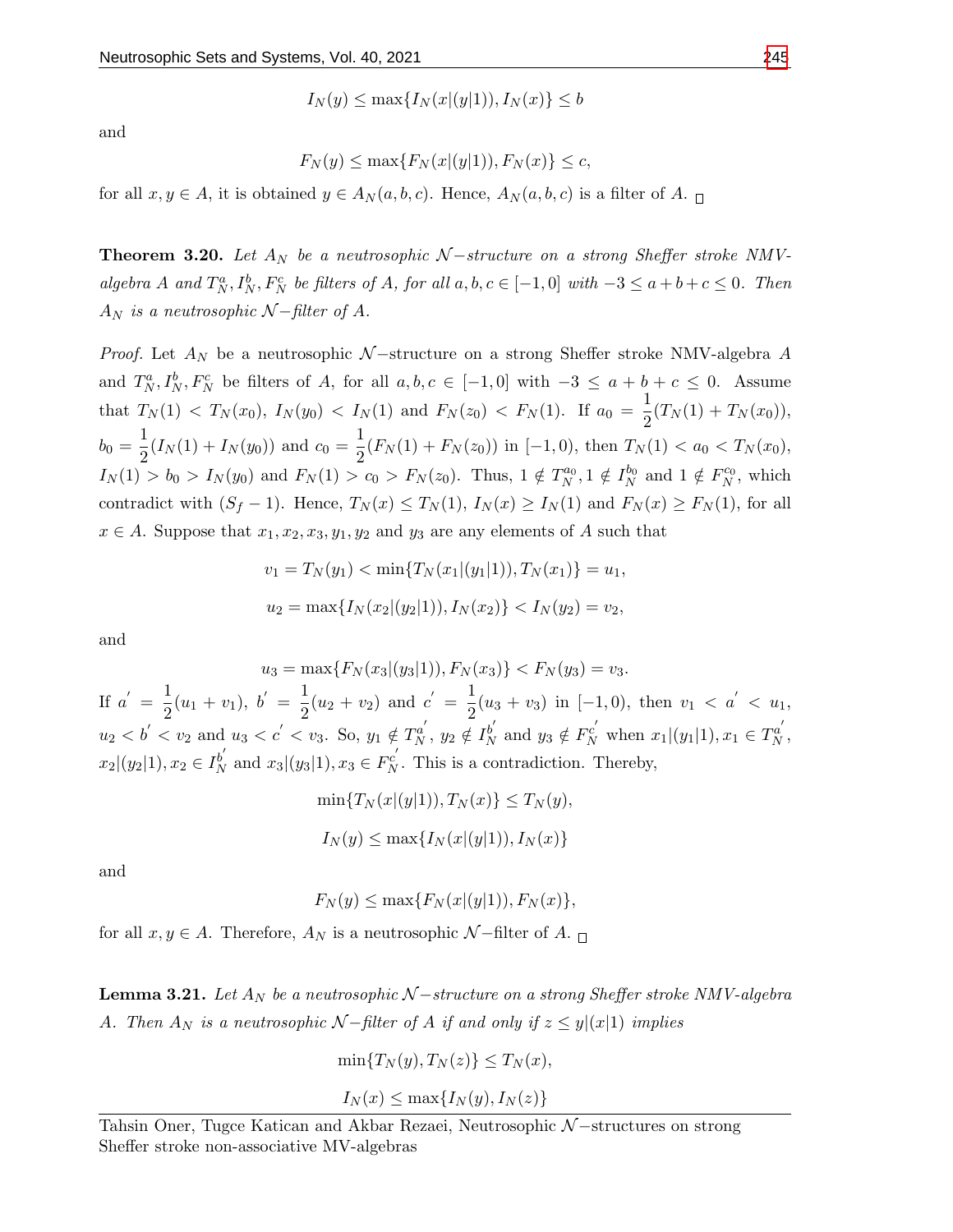$$I_N(y) \leq \max\{I_N(x|(y|1)), I_N(x)\} \leq b$$

and

$$F_N(y) \leq \max\{F_N(x|(y|1)), F_N(x)\} \leq c,$$

for all $x, y \in A$, it is obtained $y \in A_N(a, b, c)$. Hence, $A_N(a, b, c)$ is a filter of $A$. □

**Theorem 3.20.** *Let $A_N$ be a neutrosophic $\mathcal{N}-$structure on a strong Sheffer stroke NMV-algebra $A$ and $T_N^a, I_N^b, F_N^c$ be filters of $A$, for all $a, b, c \in [-1, 0]$ with $-3 \leq a+b+c \leq 0$. Then $A_N$ is a neutrosophic $\mathcal{N}-$filter of $A$.*

*Proof.* Let $A_N$ be a neutrosophic $\mathcal{N}-$structure on a strong Sheffer stroke NMV-algebra $A$ and $T_N^a, I_N^b, F_N^c$ be filters of $A$, for all $a, b, c \in [-1, 0]$ with $-3 \leq a+b+c \leq 0$. Assume that $T_N(1) < T_N(x_0)$, $I_N(y_0) < I_N(1)$ and $F_N(z_0) < F_N(1)$. If $a_0 = \frac{1}{2}(T_N(1) + T_N(x_0))$, $b_0 = \frac{1}{2}(I_N(1) + I_N(y_0))$ and $c_0 = \frac{1}{2}(F_N(1) + F_N(z_0))$ in $[-1, 0)$, then $T_N(1) < a_0 < T_N(x_0)$, $I_N(1) > b_0 > I_N(y_0)$ and $F_N(1) > c_0 > F_N(z_0)$. Thus, $1 \notin T_N^{a_0}, 1 \notin I_N^{b_0}$ and $1 \notin F_N^{c_0}$, which contradict with $(S_f - 1)$. Hence, $T_N(x) \leq T_N(1)$, $I_N(x) \geq I_N(1)$ and $F_N(x) \geq F_N(1)$, for all $x \in A$. Suppose that $x_1, x_2, x_3, y_1, y_2$ and $y_3$ are any elements of $A$ such that

$$v_1 = T_N(y_1) < \min\{T_N(x_1|(y_1|1)), T_N(x_1)\} = u_1,$$

$$u_2 = \max\{I_N(x_2|(y_2|1)), I_N(x_2)\} < I_N(y_2) = v_2,$$

and

$$u_3 = \max\{F_N(x_3|(y_3|1)), F_N(x_3)\} < F_N(y_3) = v_3.$$

If $a' = \frac{1}{2}(u_1 + v_1)$, $b' = \frac{1}{2}(u_2 + v_2)$ and $c' = \frac{1}{2}(u_3 + v_3)$ in $[-1, 0)$, then $v_1 < a' < u_1$, $u_2 < b' < v_2$ and $u_3 < c' < v_3$. So, $y_1 \notin T_N^{a'}$, $y_2 \notin I_N^{b'}$ and $y_3 \notin F_N^{c'}$ when $x_1|(y_1|1), x_1 \in T_N^{a'}$, $x_2|(y_2|1), x_2 \in I_N^{b'}$ and $x_3|(y_3|1), x_3 \in F_N^{c'}$. This is a contradiction. Thereby,

$$\min\{T_N(x|(y|1)), T_N(x)\} \leq T_N(y),$$

$$I_N(y) \leq \max\{I_N(x|(y|1)), I_N(x)\}$$

and

$$F_N(y) \leq \max\{F_N(x|(y|1)), F_N(x)\},$$

for all $x, y \in A$. Therefore, $A_N$ is a neutrosophic $\mathcal{N}-$filter of $A$. □

**Lemma 3.21.** *Let $A_N$ be a neutrosophic $\mathcal{N}-$structure on a strong Sheffer stroke NMV-algebra $A$. Then $A_N$ is a neutrosophic $\mathcal{N}-$filter of $A$ if and only if $z \leq y|(x|1)$ implies*

$$\min\{T_N(y), T_N(z)\} \leq T_N(x),$$

$$I_N(x) \leq \max\{I_N(y), I_N(z)\}$$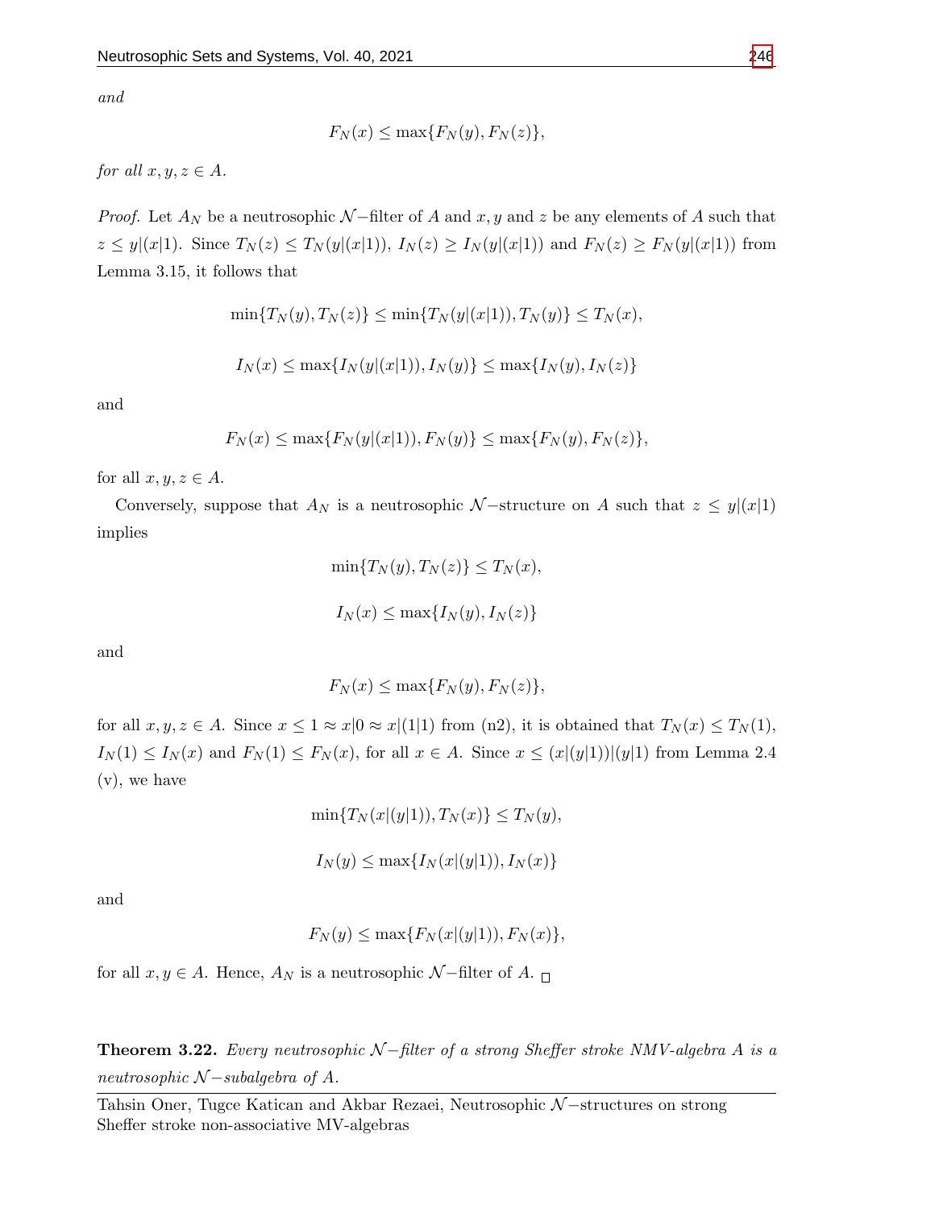*and*

$$F_N(x) \leq \max\{F_N(y), F_N(z)\},$$

*for all* $x, y, z \in A$.

*Proof.* Let $A_N$ be a neutrosophic $\mathcal{N}-$filter of $A$ and $x, y$ and $z$ be any elements of $A$ such that $z \leq y|(x|1)$. Since $T_N(z) \leq T_N(y|(x|1))$, $I_N(z) \geq I_N(y|(x|1))$ and $F_N(z) \geq F_N(y|(x|1))$ from Lemma 3.15, it follows that

$$\min\{T_N(y), T_N(z)\} \leq \min\{T_N(y|(x|1)), T_N(y)\} \leq T_N(x),$$

$$I_N(x) \leq \max\{I_N(y|(x|1)), I_N(y)\} \leq \max\{I_N(y), I_N(z)\}$$

and

$$F_N(x) \leq \max\{F_N(y|(x|1)), F_N(y)\} \leq \max\{F_N(y), F_N(z)\},$$

for all $x, y, z \in A$.

Conversely, suppose that $A_N$ is a neutrosophic $\mathcal{N}-$structure on $A$ such that $z \leq y|(x|1)$ implies

$$\min\{T_N(y), T_N(z)\} \leq T_N(x),$$

$$I_N(x) \leq \max\{I_N(y), I_N(z)\}$$

and

$$F_N(x) \leq \max\{F_N(y), F_N(z)\},$$

for all $x, y, z \in A$. Since $x \leq 1 \approx x|0 \approx x|(1|1)$ from (n2), it is obtained that $T_N(x) \leq T_N(1)$, $I_N(1) \leq I_N(x)$ and $F_N(1) \leq F_N(x)$, for all $x \in A$. Since $x \leq (x|(y|1))|(y|1)$ from Lemma 2.4 (v), we have

$$\min\{T_N(x|(y|1)), T_N(x)\} \leq T_N(y),$$

$$I_N(y) \leq \max\{I_N(x|(y|1)), I_N(x)\}$$

and

$$F_N(y) \leq \max\{F_N(x|(y|1)), F_N(x)\},$$

for all $x, y \in A$. Hence, $A_N$ is a neutrosophic $\mathcal{N}-$filter of $A$. □

**Theorem 3.22.** *Every neutrosophic $\mathcal{N}-$filter of a strong Sheffer stroke NMV-algebra $A$ is a neutrosophic $\mathcal{N}-$subalgebra of $A$.*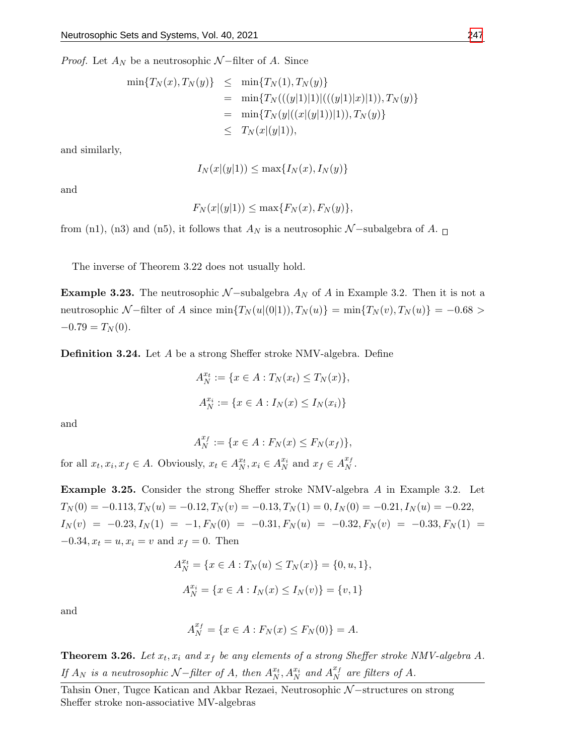*Proof.* Let $A_N$ be a neutrosophic $\mathcal{N}-$filter of $A$. Since

$$\begin{aligned}
\min\{T_N(x), T_N(y)\} &\leq \min\{T_N(1), T_N(y)\} \\
&= \min\{T_N(((y|1)|1)|(((y|1)|x)|1)), T_N(y)\} \\
&= \min\{T_N(y|((x|(y|1))|1)), T_N(y)\} \\
&\leq T_N(x|(y|1)),
\end{aligned}$$

and similarly,

$$I_N(x|(y|1)) \leq \max\{I_N(x), I_N(y)\}$$

and

$$F_N(x|(y|1)) \leq \max\{F_N(x), F_N(y)\},$$

from (n1), (n3) and (n5), it follows that $A_N$ is a neutrosophic $\mathcal{N}-$subalgebra of $A$. □

The inverse of Theorem 3.22 does not usually hold.

**Example 3.23.** The neutrosophic $\mathcal{N}-$subalgebra $A_N$ of $A$ in Example 3.2. Then it is not a neutrosophic $\mathcal{N}-$filter of $A$ since $\min\{T_N(u|(0|1)), T_N(u)\} = \min\{T_N(v), T_N(u)\} = -0.68 > -0.79 = T_N(0)$.

**Definition 3.24.** Let $A$ be a strong Sheffer stroke NMV-algebra. Define

$$A_N^{x_t} := \{x \in A : T_N(x_t) \leq T_N(x)\},$$

$$A_N^{x_i} := \{x \in A : I_N(x) \leq I_N(x_i)\}$$

and

$$A_N^{x_f} := \{x \in A : F_N(x) \leq F_N(x_f)\},$$

for all $x_t, x_i, x_f \in A$. Obviously, $x_t \in A_N^{x_t}, x_i \in A_N^{x_i}$ and $x_f \in A_N^{x_f}$.

**Example 3.25.** Consider the strong Sheffer stroke NMV-algebra $A$ in Example 3.2. Let $T_N(0) = -0.113, T_N(u) = -0.12, T_N(v) = -0.13, T_N(1) = 0, I_N(0) = -0.21, I_N(u) = -0.22, I_N(v) = -0.23, I_N(1) = -1, F_N(0) = -0.31, F_N(u) = -0.32, F_N(v) = -0.33, F_N(1) = -0.34, x_t = u, x_i = v$ and $x_f = 0$. Then

$$A_N^{x_t} = \{x \in A : T_N(u) \leq T_N(x)\} = \{0, u, 1\},$$

$$A_N^{x_i} = \{x \in A : I_N(x) \leq I_N(v)\} = \{v, 1\}$$

and

$$A_N^{x_f} = \{x \in A : F_N(x) \leq F_N(0)\} = A.$$

**Theorem 3.26.** *Let $x_t, x_i$ and $x_f$ be any elements of a strong Sheffer stroke NMV-algebra $A$. If $A_N$ is a neutrosophic $\mathcal{N}-$filter of $A$, then $A_N^{x_t}, A_N^{x_i}$ and $A_N^{x_f}$ are filters of $A$.*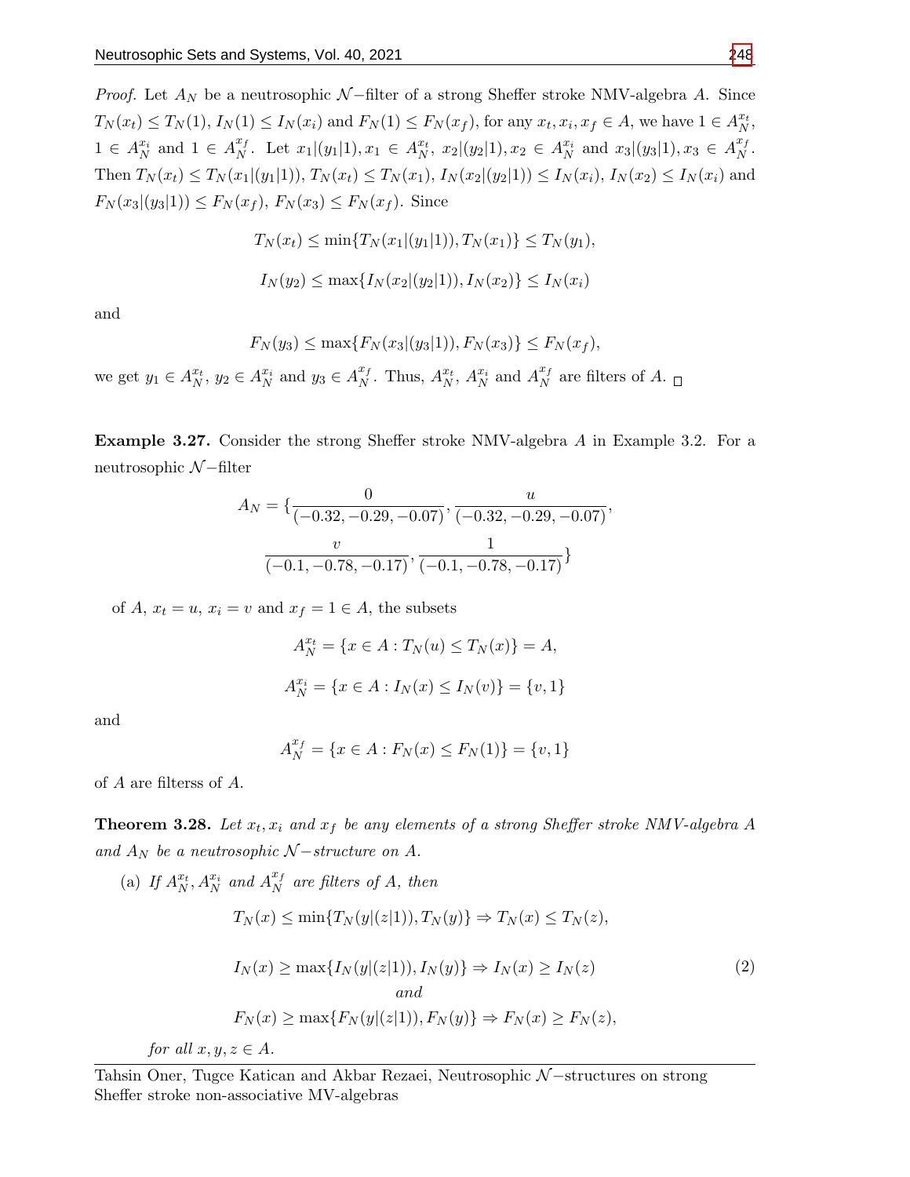*Proof.* Let $A_N$ be a neutrosophic $\mathcal{N}-$filter of a strong Sheffer stroke NMV-algebra $A$. Since $T_N(x_t) \leq T_N(1)$, $I_N(1) \leq I_N(x_i)$ and $F_N(1) \leq F_N(x_f)$, for any $x_t, x_i, x_f \in A$, we have $1 \in A_N^{x_t}$, $1 \in A_N^{x_i}$ and $1 \in A_N^{x_f}$. Let $x_1|(y_1|1), x_1 \in A_N^{x_t}$, $x_2|(y_2|1), x_2 \in A_N^{x_i}$ and $x_3|(y_3|1), x_3 \in A_N^{x_f}$. Then $T_N(x_t) \leq T_N(x_1|(y_1|1))$, $T_N(x_t) \leq T_N(x_1)$, $I_N(x_2|(y_2|1)) \leq I_N(x_i)$, $I_N(x_2) \leq I_N(x_i)$ and $F_N(x_3|(y_3|1)) \leq F_N(x_f)$, $F_N(x_3) \leq F_N(x_f)$. Since

$$T_N(x_t) \leq \min\{T_N(x_1|(y_1|1)), T_N(x_1)\} \leq T_N(y_1),$$

$$I_N(y_2) \leq \max\{I_N(x_2|(y_2|1)), I_N(x_2)\} \leq I_N(x_i)$$

and

$$F_N(y_3) \leq \max\{F_N(x_3|(y_3|1)), F_N(x_3)\} \leq F_N(x_f),$$

we get $y_1 \in A_N^{x_t}$, $y_2 \in A_N^{x_i}$ and $y_3 \in A_N^{x_f}$. Thus, $A_N^{x_t}$, $A_N^{x_i}$ and $A_N^{x_f}$ are filters of $A$. $\square$

**Example 3.27.** Consider the strong Sheffer stroke NMV-algebra $A$ in Example 3.2. For a neutrosophic $\mathcal{N}-$filter

$$A_N = \{\frac{0}{(-0.32, -0.29, -0.07)}, \frac{u}{(-0.32, -0.29, -0.07)}, \frac{v}{(-0.1, -0.78, -0.17)}, \frac{1}{(-0.1, -0.78, -0.17)}\}$$

of $A$, $x_t = u$, $x_i = v$ and $x_f = 1 \in A$, the subsets

$$A_N^{x_t} = \{x \in A : T_N(u) \leq T_N(x)\} = A,$$

$$A_N^{x_i} = \{x \in A : I_N(x) \leq I_N(v)\} = \{v, 1\}$$

and

$$A_N^{x_f} = \{x \in A : F_N(x) \leq F_N(1)\} = \{v, 1\}$$

of $A$ are filterss of $A$.

**Theorem 3.28.** *Let $x_t, x_i$ and $x_f$ be any elements of a strong Sheffer stroke NMV-algebra $A$ and $A_N$ be a neutrosophic $\mathcal{N}-$structure on $A$.*

(a) *If $A_N^{x_t}, A_N^{x_i}$ and $A_N^{x_f}$ are filters of $A$, then*

$$\begin{aligned} &T_N(x) \leq \min\{T_N(y|(z|1)), T_N(y)\} \Rightarrow T_N(x) \leq T_N(z), \\ &I_N(x) \geq \max\{I_N(y|(z|1)), I_N(y)\} \Rightarrow I_N(x) \geq I_N(z) \\ &\qquad\qquad and \\ &F_N(x) \geq \max\{F_N(y|(z|1)), F_N(y)\} \Rightarrow F_N(x) \geq F_N(z), \end{aligned} \tag{2}$$

*for all $x, y, z \in A$.*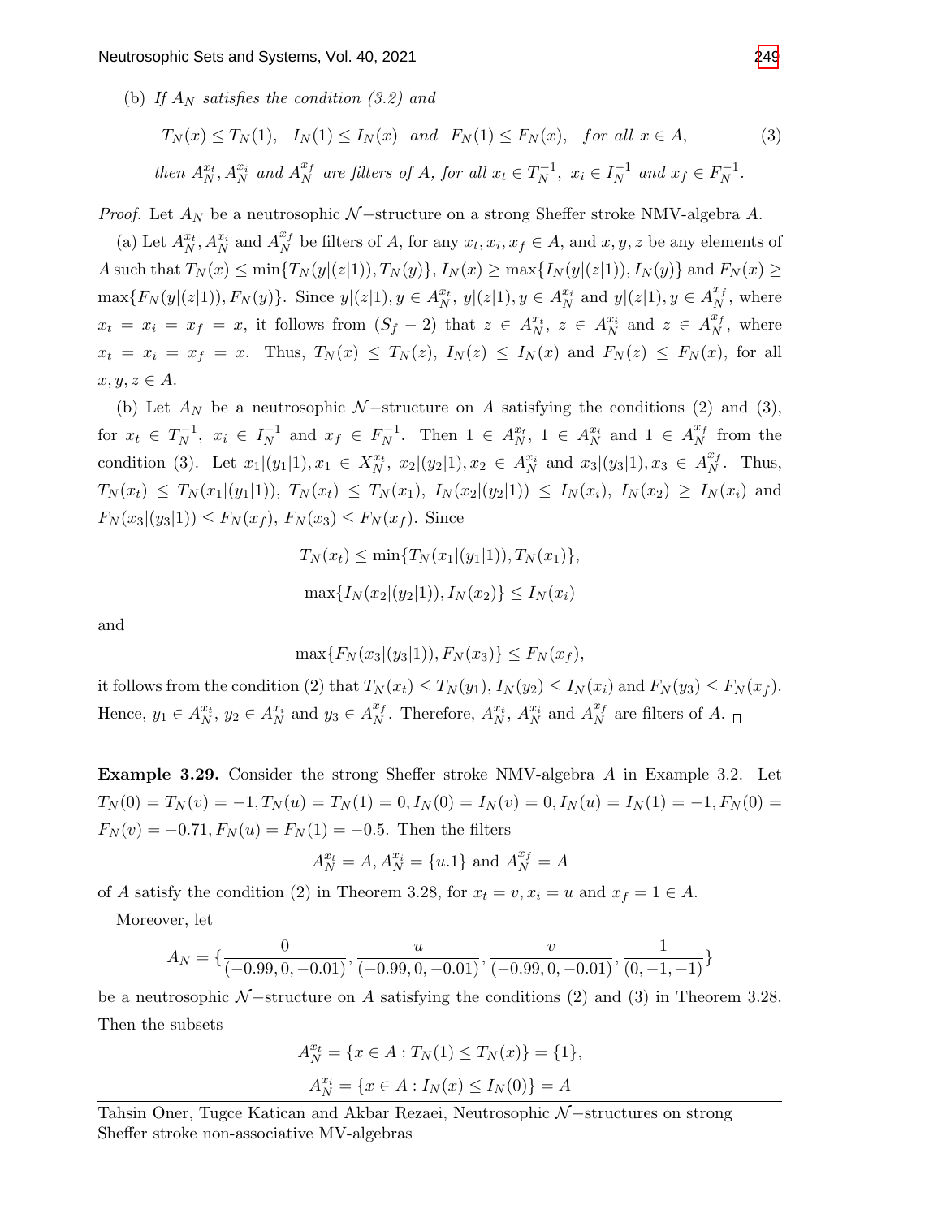(b) *If $A_N$ satisfies the condition (3.2) and*

$$T_N(x) \leq T_N(1), \quad I_N(1) \leq I_N(x) \quad and \quad F_N(1) \leq F_N(x), \quad for\ all\ x \in A, \tag{3}$$

*then $A_N^{x_t}, A_N^{x_i}$ and $A_N^{x_f}$ are filters of $A$, for all $x_t \in T_N^{-1}$, $x_i \in I_N^{-1}$ and $x_f \in F_N^{-1}$.*

*Proof.* Let $A_N$ be a neutrosophic $\mathcal{N}-$structure on a strong Sheffer stroke NMV-algebra $A$.

(a) Let $A_N^{x_t}, A_N^{x_i}$ and $A_N^{x_f}$ be filters of $A$, for any $x_t, x_i, x_f \in A$, and $x, y, z$ be any elements of $A$ such that $T_N(x) \leq \min\{T_N(y|(z|1)), T_N(y)\}$, $I_N(x) \geq \max\{I_N(y|(z|1)), I_N(y)\}$ and $F_N(x) \geq \max\{F_N(y|(z|1)), F_N(y)\}$. Since $y|(z|1), y \in A_N^{x_t}$, $y|(z|1), y \in A_N^{x_i}$ and $y|(z|1), y \in A_N^{x_f}$, where $x_t = x_i = x_f = x$, it follows from $(S_f - 2)$ that $z \in A_N^{x_t}$, $z \in A_N^{x_i}$ and $z \in A_N^{x_f}$, where $x_t = x_i = x_f = x$. Thus, $T_N(x) \leq T_N(z)$, $I_N(z) \leq I_N(x)$ and $F_N(z) \leq F_N(x)$, for all $x, y, z \in A$.

(b) Let $A_N$ be a neutrosophic $\mathcal{N}-$structure on $A$ satisfying the conditions (2) and (3), for $x_t \in T_N^{-1}$, $x_i \in I_N^{-1}$ and $x_f \in F_N^{-1}$. Then $1 \in A_N^{x_t}$, $1 \in A_N^{x_i}$ and $1 \in A_N^{x_f}$ from the condition (3). Let $x_1|(y_1|1), x_1 \in X_N^{x_t}$, $x_2|(y_2|1), x_2 \in A_N^{x_i}$ and $x_3|(y_3|1), x_3 \in A_N^{x_f}$. Thus, $T_N(x_t) \leq T_N(x_1|(y_1|1))$, $T_N(x_t) \leq T_N(x_1)$, $I_N(x_2|(y_2|1)) \leq I_N(x_i)$, $I_N(x_2) \geq I_N(x_i)$ and $F_N(x_3|(y_3|1)) \leq F_N(x_f)$, $F_N(x_3) \leq F_N(x_f)$. Since

$$T_N(x_t) \leq \min\{T_N(x_1|(y_1|1)), T_N(x_1)\},$$

$$\max\{I_N(x_2|(y_2|1)), I_N(x_2)\} \leq I_N(x_i)$$

and

$$\max\{F_N(x_3|(y_3|1)), F_N(x_3)\} \leq F_N(x_f),$$

it follows from the condition (2) that $T_N(x_t) \leq T_N(y_1)$, $I_N(y_2) \leq I_N(x_i)$ and $F_N(y_3) \leq F_N(x_f)$. Hence, $y_1 \in A_N^{x_t}$, $y_2 \in A_N^{x_i}$ and $y_3 \in A_N^{x_f}$. Therefore, $A_N^{x_t}$, $A_N^{x_i}$ and $A_N^{x_f}$ are filters of $A$. □

**Example 3.29.** Consider the strong Sheffer stroke NMV-algebra $A$ in Example 3.2. Let $T_N(0) = T_N(v) = -1, T_N(u) = T_N(1) = 0, I_N(0) = I_N(v) = 0, I_N(u) = I_N(1) = -1, F_N(0) = F_N(v) = -0.71, F_N(u) = F_N(1) = -0.5$. Then the filters

$$A_N^{x_t} = A, A_N^{x_i} = \{u.1\} \text{ and } A_N^{x_f} = A$$

of $A$ satisfy the condition (2) in Theorem 3.28, for $x_t = v, x_i = u$ and $x_f = 1 \in A$.

Moreover, let

$$A_N = \{\frac{0}{(-0.99, 0, -0.01)}, \frac{u}{(-0.99, 0, -0.01)}, \frac{v}{(-0.99, 0, -0.01)}, \frac{1}{(0, -1, -1)}\}$$

be a neutrosophic $\mathcal{N}-$structure on $A$ satisfying the conditions (2) and (3) in Theorem 3.28. Then the subsets

$$A_N^{x_t} = \{x \in A : T_N(1) \leq T_N(x)\} = \{1\},$$

$$A_N^{x_i} = \{x \in A : I_N(x) \leq I_N(0)\} = A$$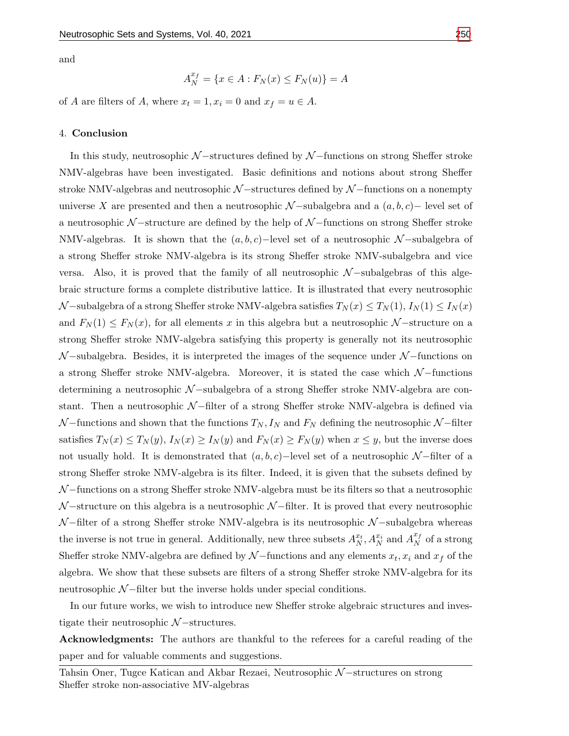and

$$A_N^{x_f} = \{x \in A : F_N(x) \leq F_N(u)\} = A$$

of $A$ are filters of $A$, where $x_t = 1, x_i = 0$ and $x_f = u \in A$.

## 4. Conclusion

In this study, neutrosophic $\mathcal{N}-$structures defined by $\mathcal{N}-$functions on strong Sheffer stroke NMV-algebras have been investigated. Basic definitions and notions about strong Sheffer stroke NMV-algebras and neutrosophic $\mathcal{N}-$structures defined by $\mathcal{N}-$functions on a nonempty universe $X$ are presented and then a neutrosophic $\mathcal{N}-$subalgebra and a $(a, b, c)-$ level set of a neutrosophic $\mathcal{N}-$structure are defined by the help of $\mathcal{N}-$functions on strong Sheffer stroke NMV-algebras. It is shown that the $(a, b, c)-$level set of a neutrosophic $\mathcal{N}-$subalgebra of a strong Sheffer stroke NMV-algebra is its strong Sheffer stroke NMV-subalgebra and vice versa. Also, it is proved that the family of all neutrosophic $\mathcal{N}-$subalgebras of this algebraic structure forms a complete distributive lattice. It is illustrated that every neutrosophic $\mathcal{N}-$subalgebra of a strong Sheffer stroke NMV-algebra satisfies $T_N(x) \leq T_N(1)$, $I_N(1) \leq I_N(x)$ and $F_N(1) \leq F_N(x)$, for all elements $x$ in this algebra but a neutrosophic $\mathcal{N}-$structure on a strong Sheffer stroke NMV-algebra satisfying this property is generally not its neutrosophic $\mathcal{N}-$subalgebra. Besides, it is interpreted the images of the sequence under $\mathcal{N}-$functions on a strong Sheffer stroke NMV-algebra. Moreover, it is stated the case which $\mathcal{N}-$functions determining a neutrosophic $\mathcal{N}-$subalgebra of a strong Sheffer stroke NMV-algebra are constant. Then a neutrosophic $\mathcal{N}-$filter of a strong Sheffer stroke NMV-algebra is defined via $\mathcal{N}-$functions and shown that the functions $T_N, I_N$ and $F_N$ defining the neutrosophic $\mathcal{N}-$filter satisfies $T_N(x) \leq T_N(y)$, $I_N(x) \geq I_N(y)$ and $F_N(x) \geq F_N(y)$ when $x \leq y$, but the inverse does not usually hold. It is demonstrated that $(a, b, c)-$level set of a neutrosophic $\mathcal{N}-$filter of a strong Sheffer stroke NMV-algebra is its filter. Indeed, it is given that the subsets defined by $\mathcal{N}-$functions on a strong Sheffer stroke NMV-algebra must be its filters so that a neutrosophic $\mathcal{N}-$structure on this algebra is a neutrosophic $\mathcal{N}-$filter. It is proved that every neutrosophic $\mathcal{N}-$filter of a strong Sheffer stroke NMV-algebra is its neutrosophic $\mathcal{N}-$subalgebra whereas the inverse is not true in general. Additionally, new three subsets $A_N^{x_t}, A_N^{x_i}$ and $A_N^{x_f}$ of a strong Sheffer stroke NMV-algebra are defined by $\mathcal{N}-$functions and any elements $x_t, x_i$ and $x_f$ of the algebra. We show that these subsets are filters of a strong Sheffer stroke NMV-algebra for its neutrosophic $\mathcal{N}-$filter but the inverse holds under special conditions.

In our future works, we wish to introduce new Sheffer stroke algebraic structures and investigate their neutrosophic $\mathcal{N}-$structures.

**Acknowledgments:** The authors are thankful to the referees for a careful reading of the paper and for valuable comments and suggestions.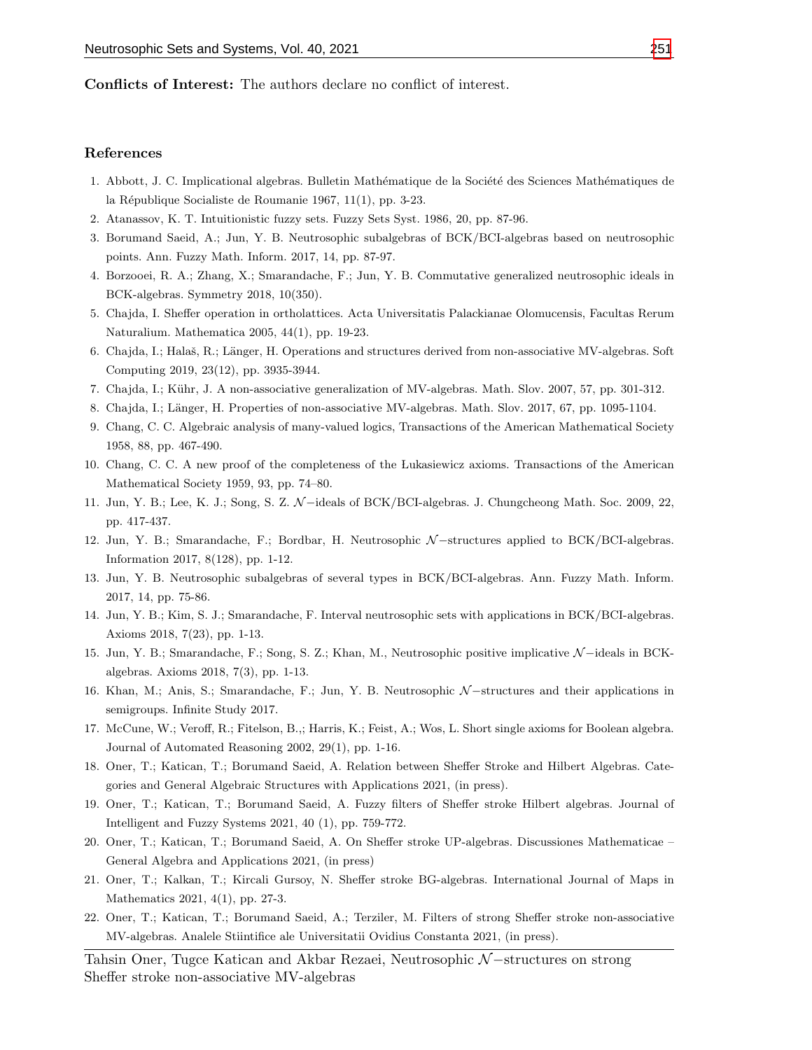**Conflicts of Interest:** The authors declare no conflict of interest.

## References

1. Abbott, J. C. Implicational algebras. Bulletin Mathématique de la Société des Sciences Mathématiques de la République Socialiste de Roumanie 1967, 11(1), pp. 3-23.
2. Atanassov, K. T. Intuitionistic fuzzy sets. Fuzzy Sets Syst. 1986, 20, pp. 87-96.
3. Borumand Saeid, A.; Jun, Y. B. Neutrosophic subalgebras of BCK/BCI-algebras based on neutrosophic points. Ann. Fuzzy Math. Inform. 2017, 14, pp. 87-97.
4. Borzooei, R. A.; Zhang, X.; Smarandache, F.; Jun, Y. B. Commutative generalized neutrosophic ideals in BCK-algebras. Symmetry 2018, 10(350).
5. Chajda, I. Sheffer operation in ortholattices. Acta Universitatis Palackianae Olomucensis, Facultas Rerum Naturalium. Mathematica 2005, 44(1), pp. 19-23.
6. Chajda, I.; Halaš, R.; Länger, H. Operations and structures derived from non-associative MV-algebras. Soft Computing 2019, 23(12), pp. 3935-3944.
7. Chajda, I.; Kühr, J. A non-associative generalization of MV-algebras. Math. Slov. 2007, 57, pp. 301-312.
8. Chajda, I.; Länger, H. Properties of non-associative MV-algebras. Math. Slov. 2017, 67, pp. 1095-1104.
9. Chang, C. C. Algebraic analysis of many-valued logics, Transactions of the American Mathematical Society 1958, 88, pp. 467-490.
10. Chang, C. C. A new proof of the completeness of the Łukasiewicz axioms. Transactions of the American Mathematical Society 1959, 93, pp. 74–80.
11. Jun, Y. B.; Lee, K. J.; Song, S. Z. $\mathcal{N}-$ideals of BCK/BCI-algebras. J. Chungcheong Math. Soc. 2009, 22, pp. 417-437.
12. Jun, Y. B.; Smarandache, F.; Bordbar, H. Neutrosophic $\mathcal{N}-$structures applied to BCK/BCI-algebras. Information 2017, 8(128), pp. 1-12.
13. Jun, Y. B. Neutrosophic subalgebras of several types in BCK/BCI-algebras. Ann. Fuzzy Math. Inform. 2017, 14, pp. 75-86.
14. Jun, Y. B.; Kim, S. J.; Smarandache, F. Interval neutrosophic sets with applications in BCK/BCI-algebras. Axioms 2018, 7(23), pp. 1-13.
15. Jun, Y. B.; Smarandache, F.; Song, S. Z.; Khan, M., Neutrosophic positive implicative $\mathcal{N}-$ideals in BCK-algebras. Axioms 2018, 7(3), pp. 1-13.
16. Khan, M.; Anis, S.; Smarandache, F.; Jun, Y. B. Neutrosophic $\mathcal{N}-$structures and their applications in semigroups. Infinite Study 2017.
17. McCune, W.; Veroff, R.; Fitelson, B.,; Harris, K.; Feist, A.; Wos, L. Short single axioms for Boolean algebra. Journal of Automated Reasoning 2002, 29(1), pp. 1-16.
18. Oner, T.; Katican, T.; Borumand Saeid, A. Relation between Sheffer Stroke and Hilbert Algebras. Categories and General Algebraic Structures with Applications 2021, (in press).
19. Oner, T.; Katican, T.; Borumand Saeid, A. Fuzzy filters of Sheffer stroke Hilbert algebras. Journal of Intelligent and Fuzzy Systems 2021, 40 (1), pp. 759-772.
20. Oner, T.; Katican, T.; Borumand Saeid, A. On Sheffer stroke UP-algebras. Discussiones Mathematicae – General Algebra and Applications 2021, (in press)
21. Oner, T.; Kalkan, T.; Kircali Gursoy, N. Sheffer stroke BG-algebras. International Journal of Maps in Mathematics 2021, 4(1), pp. 27-3.
22. Oner, T.; Katican, T.; Borumand Saeid, A.; Terziler, M. Filters of strong Sheffer stroke non-associative MV-algebras. Analele Stiintifice ale Universitatii Ovidius Constanta 2021, (in press).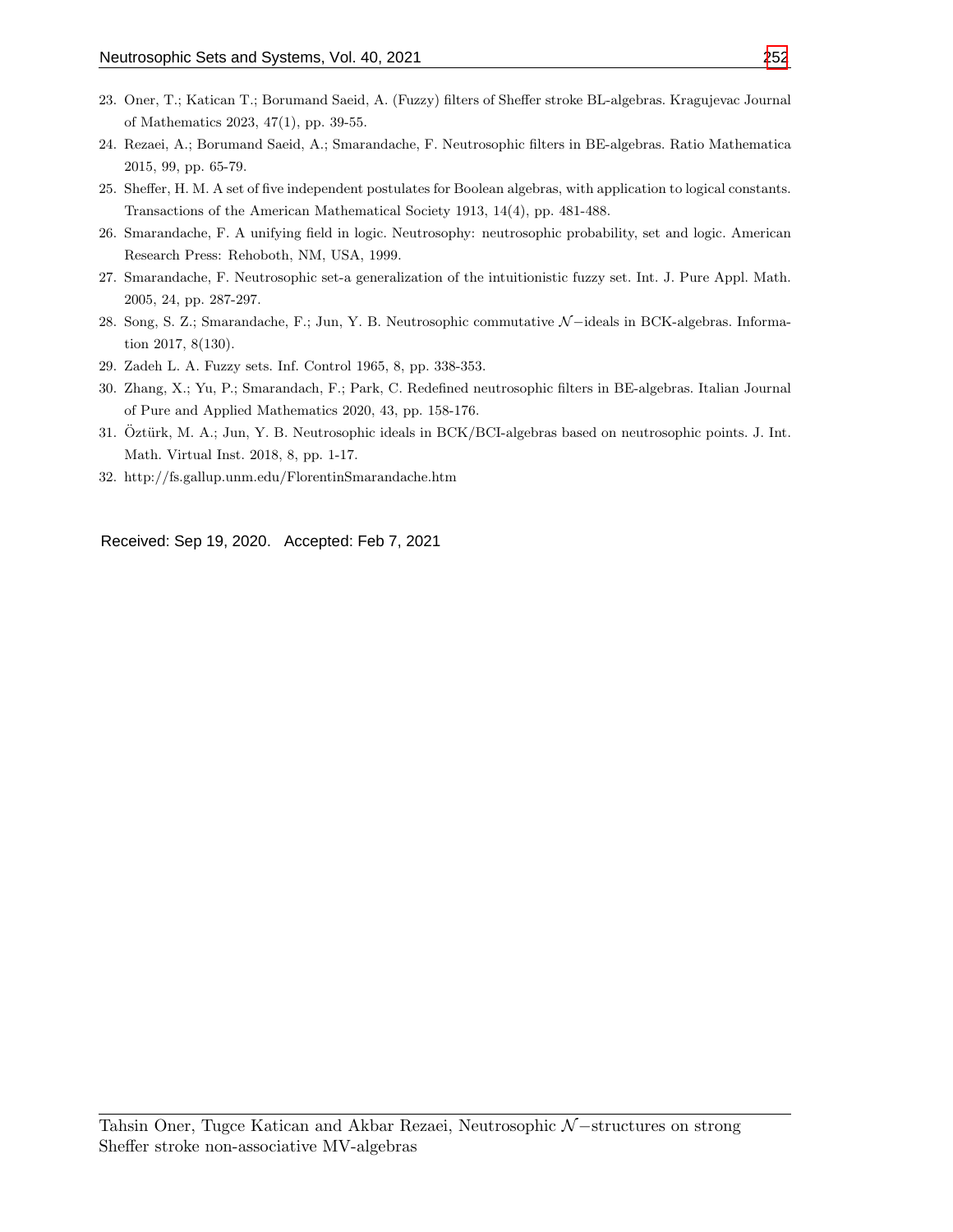23. Oner, T.; Katican T.; Borumand Saeid, A. (Fuzzy) filters of Sheffer stroke BL-algebras. Kragujevac Journal of Mathematics 2023, 47(1), pp. 39-55.
24. Rezaei, A.; Borumand Saeid, A.; Smarandache, F. Neutrosophic filters in BE-algebras. Ratio Mathematica 2015, 99, pp. 65-79.
25. Sheffer, H. M. A set of five independent postulates for Boolean algebras, with application to logical constants. Transactions of the American Mathematical Society 1913, 14(4), pp. 481-488.
26. Smarandache, F. A unifying field in logic. Neutrosophy: neutrosophic probability, set and logic. American Research Press: Rehoboth, NM, USA, 1999.
27. Smarandache, F. Neutrosophic set-a generalization of the intuitionistic fuzzy set. Int. J. Pure Appl. Math. 2005, 24, pp. 287-297.
28. Song, S. Z.; Smarandache, F.; Jun, Y. B. Neutrosophic commutative $\mathcal{N}-$ideals in BCK-algebras. Information 2017, 8(130).
29. Zadeh L. A. Fuzzy sets. Inf. Control 1965, 8, pp. 338-353.
30. Zhang, X.; Yu, P.; Smarandach, F.; Park, C. Redefined neutrosophic filters in BE-algebras. Italian Journal of Pure and Applied Mathematics 2020, 43, pp. 158-176.
31. Öztürk, M. A.; Jun, Y. B. Neutrosophic ideals in BCK/BCI-algebras based on neutrosophic points. J. Int. Math. Virtual Inst. 2018, 8, pp. 1-17.
32. http://fs.gallup.unm.edu/FlorentinSmarandache.htm

Received: Sep 19, 2020. Accepted: Feb 7, 2021